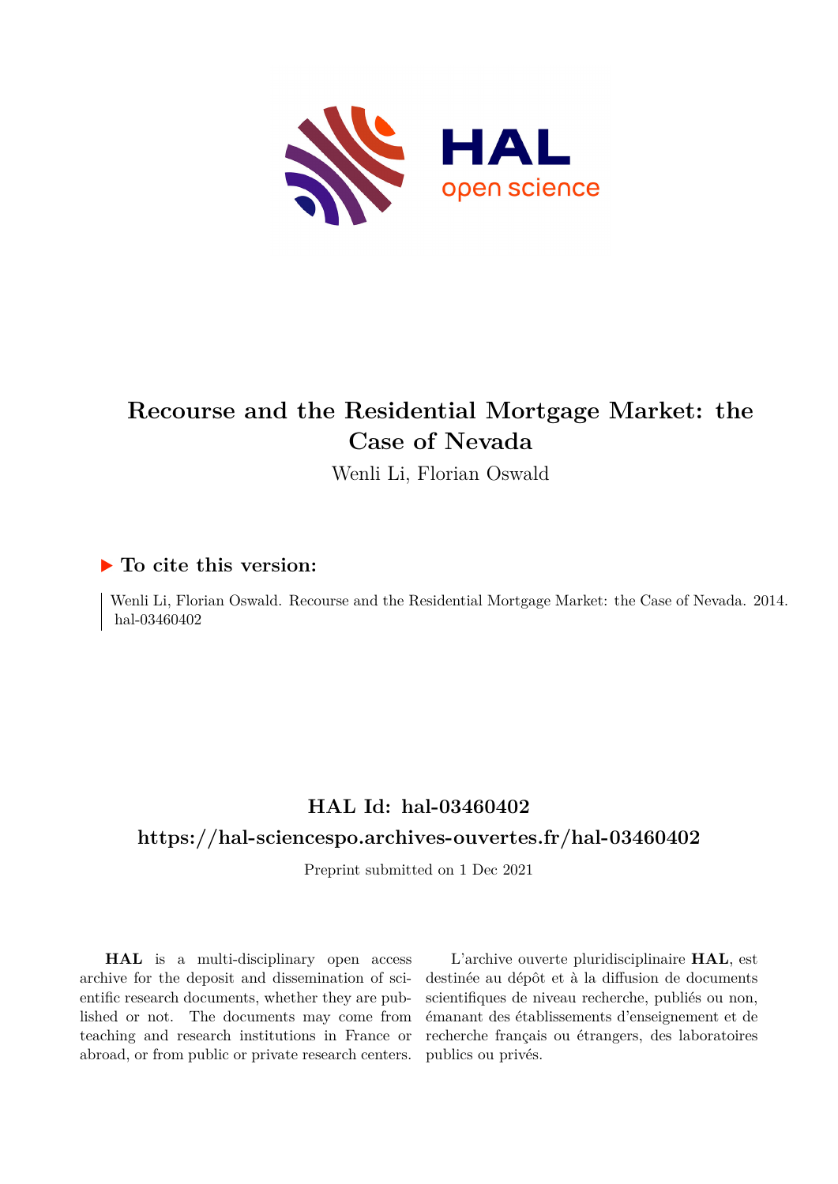# Recourse and the Residential Mortgage Market: the Case of Nevada

Wenli Li, Florian Oswald

## ▶ To cite this version:

Wenli Li, Florian Oswald. Recourse and the Residential Mortgage Market: the Case of Nevada. 2014. hal-03460402

## HAL Id: hal-03460402

## https://hal-sciencespo.archives-ouvertes.fr/hal-03460402

Preprint submitted on 1 Dec 2021

**HAL** is a multi-disciplinary open access archive for the deposit and dissemination of scientific research documents, whether they are published or not. The documents may come from teaching and research institutions in France or abroad, or from public or private research centers.

L'archive ouverte pluridisciplinaire **HAL**, est destinée au dépôt et à la diffusion de documents scientifiques de niveau recherche, publiés ou non, émanant des établissements d'enseignement et de recherche français ou étrangers, des laboratoires publics ou privés.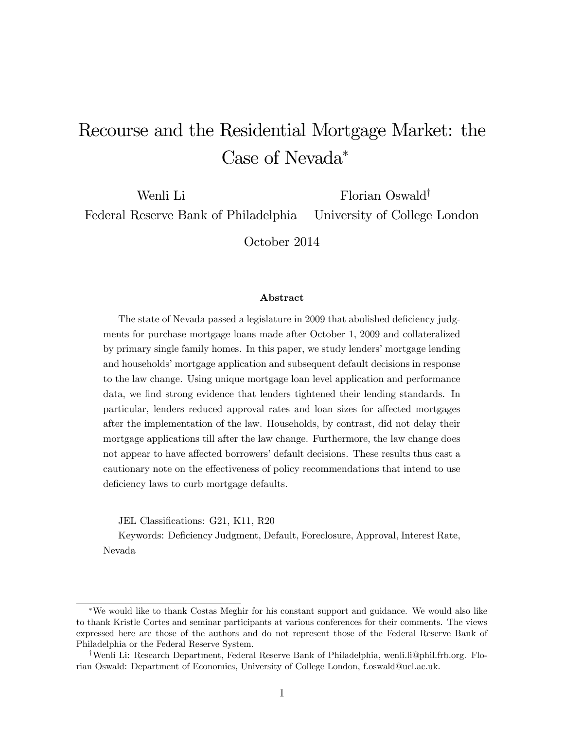# Recourse and the Residential Mortgage Market: the Case of Nevada*

Wenli Li  
Federal Reserve Bank of Philadelphia

Florian Oswald†  
University of College London

October 2014

### Abstract

The state of Nevada passed a legislature in 2009 that abolished deficiency judgments for purchase mortgage loans made after October 1, 2009 and collateralized by primary single family homes. In this paper, we study lenders' mortgage lending and households' mortgage application and subsequent default decisions in response to the law change. Using unique mortgage loan level application and performance data, we find strong evidence that lenders tightened their lending standards. In particular, lenders reduced approval rates and loan sizes for affected mortgages after the implementation of the law. Households, by contrast, did not delay their mortgage applications till after the law change. Furthermore, the law change does not appear to have affected borrowers' default decisions. These results thus cast a cautionary note on the effectiveness of policy recommendations that intend to use deficiency laws to curb mortgage defaults.

JEL Classifications: G21, K11, R20

Keywords: Deficiency Judgment, Default, Foreclosure, Approval, Interest Rate, Nevada

---

*We would like to thank Costas Meghir for his constant support and guidance. We would also like to thank Kristle Cortes and seminar participants at various conferences for their comments. The views expressed here are those of the authors and do not represent those of the Federal Reserve Bank of Philadelphia or the Federal Reserve System.

†Wenli Li: Research Department, Federal Reserve Bank of Philadelphia, wenli.li@phil.frb.org. Florian Oswald: Department of Economics, University of College London, f.oswald@ucl.ac.uk.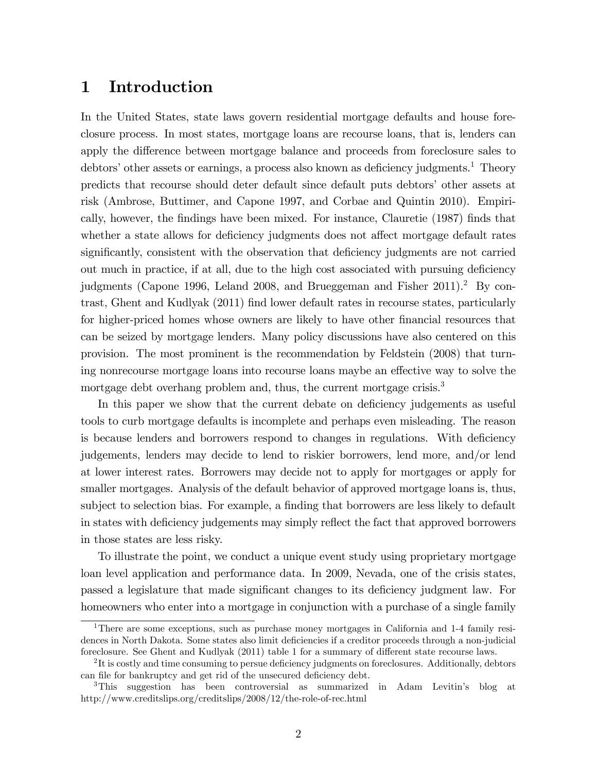# 1 Introduction

In the United States, state laws govern residential mortgage defaults and house foreclosure process. In most states, mortgage loans are recourse loans, that is, lenders can apply the difference between mortgage balance and proceeds from foreclosure sales to debtors' other assets or earnings, a process also known as deficiency judgments.[1] Theory predicts that recourse should deter default since default puts debtors' other assets at risk (Ambrose, Buttimer, and Capone 1997, and Corbae and Quintin 2010). Empirically, however, the findings have been mixed. For instance, Clauretie (1987) finds that whether a state allows for deficiency judgments does not affect mortgage default rates significantly, consistent with the observation that deficiency judgments are not carried out much in practice, if at all, due to the high cost associated with pursuing deficiency judgments (Capone 1996, Leland 2008, and Brueggeman and Fisher 2011).[2] By contrast, Ghent and Kudlyak (2011) find lower default rates in recourse states, particularly for higher-priced homes whose owners are likely to have other financial resources that can be seized by mortgage lenders. Many policy discussions have also centered on this provision. The most prominent is the recommendation by Feldstein (2008) that turning nonrecourse mortgage loans into recourse loans maybe an effective way to solve the mortgage debt overhang problem and, thus, the current mortgage crisis.[3]

In this paper we show that the current debate on deficiency judgements as useful tools to curb mortgage defaults is incomplete and perhaps even misleading. The reason is because lenders and borrowers respond to changes in regulations. With deficiency judgements, lenders may decide to lend to riskier borrowers, lend more, and/or lend at lower interest rates. Borrowers may decide not to apply for mortgages or apply for smaller mortgages. Analysis of the default behavior of approved mortgage loans is, thus, subject to selection bias. For example, a finding that borrowers are less likely to default in states with deficiency judgements may simply reflect the fact that approved borrowers in those states are less risky.

To illustrate the point, we conduct a unique event study using proprietary mortgage loan level application and performance data. In 2009, Nevada, one of the crisis states, passed a legislature that made significant changes to its deficiency judgment law. For homeowners who enter into a mortgage in conjunction with a purchase of a single family

[1] There are some exceptions, such as purchase money mortgages in California and 1-4 family residences in North Dakota. Some states also limit deficiencies if a creditor proceeds through a non-judicial foreclosure. See Ghent and Kudlyak (2011) table 1 for a summary of different state recourse laws.

[2] It is costly and time consuming to persue deficiency judgments on foreclosures. Additionally, debtors can file for bankruptcy and get rid of the unsecured deficiency debt.

[3] This suggestion has been controversial as summarized in Adam Levitin's blog at http://www.creditslips.org/creditslips/2008/12/the-role-of-rec.html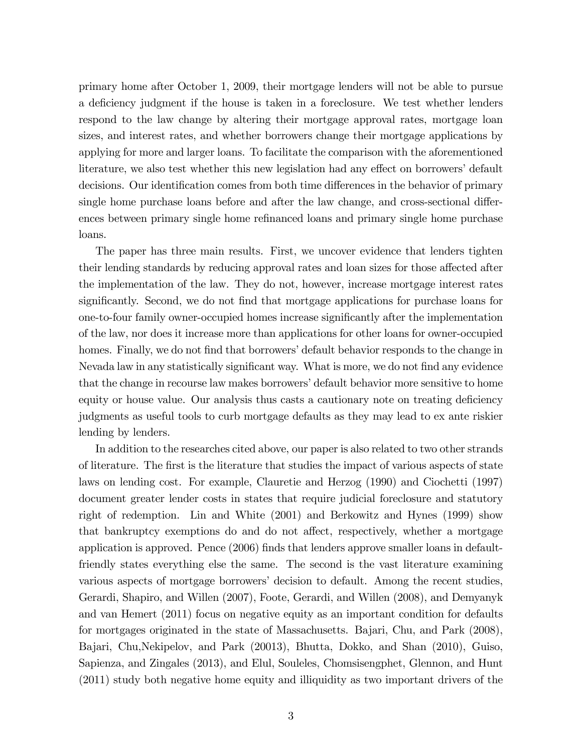primary home after October 1, 2009, their mortgage lenders will not be able to pursue a deficiency judgment if the house is taken in a foreclosure. We test whether lenders respond to the law change by altering their mortgage approval rates, mortgage loan sizes, and interest rates, and whether borrowers change their mortgage applications by applying for more and larger loans. To facilitate the comparison with the aforementioned literature, we also test whether this new legislation had any effect on borrowers' default decisions. Our identification comes from both time differences in the behavior of primary single home purchase loans before and after the law change, and cross-sectional differences between primary single home refinanced loans and primary single home purchase loans.

The paper has three main results. First, we uncover evidence that lenders tighten their lending standards by reducing approval rates and loan sizes for those affected after the implementation of the law. They do not, however, increase mortgage interest rates significantly. Second, we do not find that mortgage applications for purchase loans for one-to-four family owner-occupied homes increase significantly after the implementation of the law, nor does it increase more than applications for other loans for owner-occupied homes. Finally, we do not find that borrowers' default behavior responds to the change in Nevada law in any statistically significant way. What is more, we do not find any evidence that the change in recourse law makes borrowers' default behavior more sensitive to home equity or house value. Our analysis thus casts a cautionary note on treating deficiency judgments as useful tools to curb mortgage defaults as they may lead to ex ante riskier lending by lenders.

In addition to the researches cited above, our paper is also related to two other strands of literature. The first is the literature that studies the impact of various aspects of state laws on lending cost. For example, Clauretie and Herzog (1990) and Ciochetti (1997) document greater lender costs in states that require judicial foreclosure and statutory right of redemption. Lin and White (2001) and Berkowitz and Hynes (1999) show that bankruptcy exemptions do and do not affect, respectively, whether a mortgage application is approved. Pence (2006) finds that lenders approve smaller loans in default-friendly states everything else the same. The second is the vast literature examining various aspects of mortgage borrowers' decision to default. Among the recent studies, Gerardi, Shapiro, and Willen (2007), Foote, Gerardi, and Willen (2008), and Demyanyk and van Hemert (2011) focus on negative equity as an important condition for defaults for mortgages originated in the state of Massachusetts. Bajari, Chu, and Park (2008), Bajari, Chu,Nekipelov, and Park (20013), Bhutta, Dokko, and Shan (2010), Guiso, Sapienza, and Zingales (2013), and Elul, Souleles, Chomsisengphet, Glennon, and Hunt (2011) study both negative home equity and illiquidity as two important drivers of the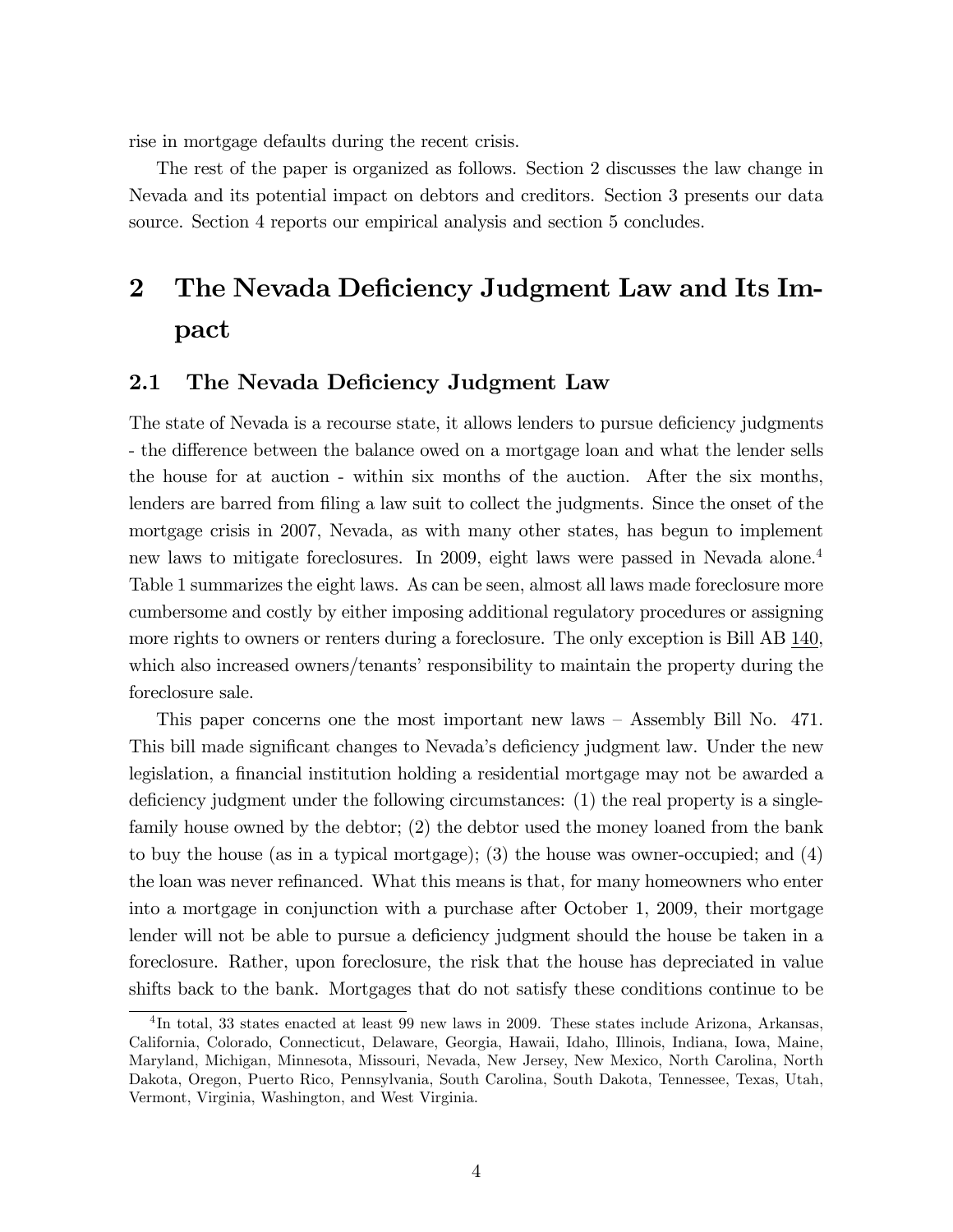rise in mortgage defaults during the recent crisis.

The rest of the paper is organized as follows. Section 2 discusses the law change in Nevada and its potential impact on debtors and creditors. Section 3 presents our data source. Section 4 reports our empirical analysis and section 5 concludes.

# 2 The Nevada Deficiency Judgment Law and Its Impact

## 2.1 The Nevada Deficiency Judgment Law

The state of Nevada is a recourse state, it allows lenders to pursue deficiency judgments - the difference between the balance owed on a mortgage loan and what the lender sells the house for at auction - within six months of the auction. After the six months, lenders are barred from filing a law suit to collect the judgments. Since the onset of the mortgage crisis in 2007, Nevada, as with many other states, has begun to implement new laws to mitigate foreclosures. In 2009, eight laws were passed in Nevada alone.[4] Table 1 summarizes the eight laws. As can be seen, almost all laws made foreclosure more cumbersome and costly by either imposing additional regulatory procedures or assigning more rights to owners or renters during a foreclosure. The only exception is Bill AB 140, which also increased owners/tenants' responsibility to maintain the property during the foreclosure sale.

This paper concerns one the most important new laws – Assembly Bill No. 471. This bill made significant changes to Nevada's deficiency judgment law. Under the new legislation, a financial institution holding a residential mortgage may not be awarded a deficiency judgment under the following circumstances: (1) the real property is a single-family house owned by the debtor; (2) the debtor used the money loaned from the bank to buy the house (as in a typical mortgage); (3) the house was owner-occupied; and (4) the loan was never refinanced. What this means is that, for many homeowners who enter into a mortgage in conjunction with a purchase after October 1, 2009, their mortgage lender will not be able to pursue a deficiency judgment should the house be taken in a foreclosure. Rather, upon foreclosure, the risk that the house has depreciated in value shifts back to the bank. Mortgages that do not satisfy these conditions continue to be

[4] In total, 33 states enacted at least 99 new laws in 2009. These states include Arizona, Arkansas, California, Colorado, Connecticut, Delaware, Georgia, Hawaii, Idaho, Illinois, Indiana, Iowa, Maine, Maryland, Michigan, Minnesota, Missouri, Nevada, New Jersey, New Mexico, North Carolina, North Dakota, Oregon, Puerto Rico, Pennsylvania, South Carolina, South Dakota, Tennessee, Texas, Utah, Vermont, Virginia, Washington, and West Virginia.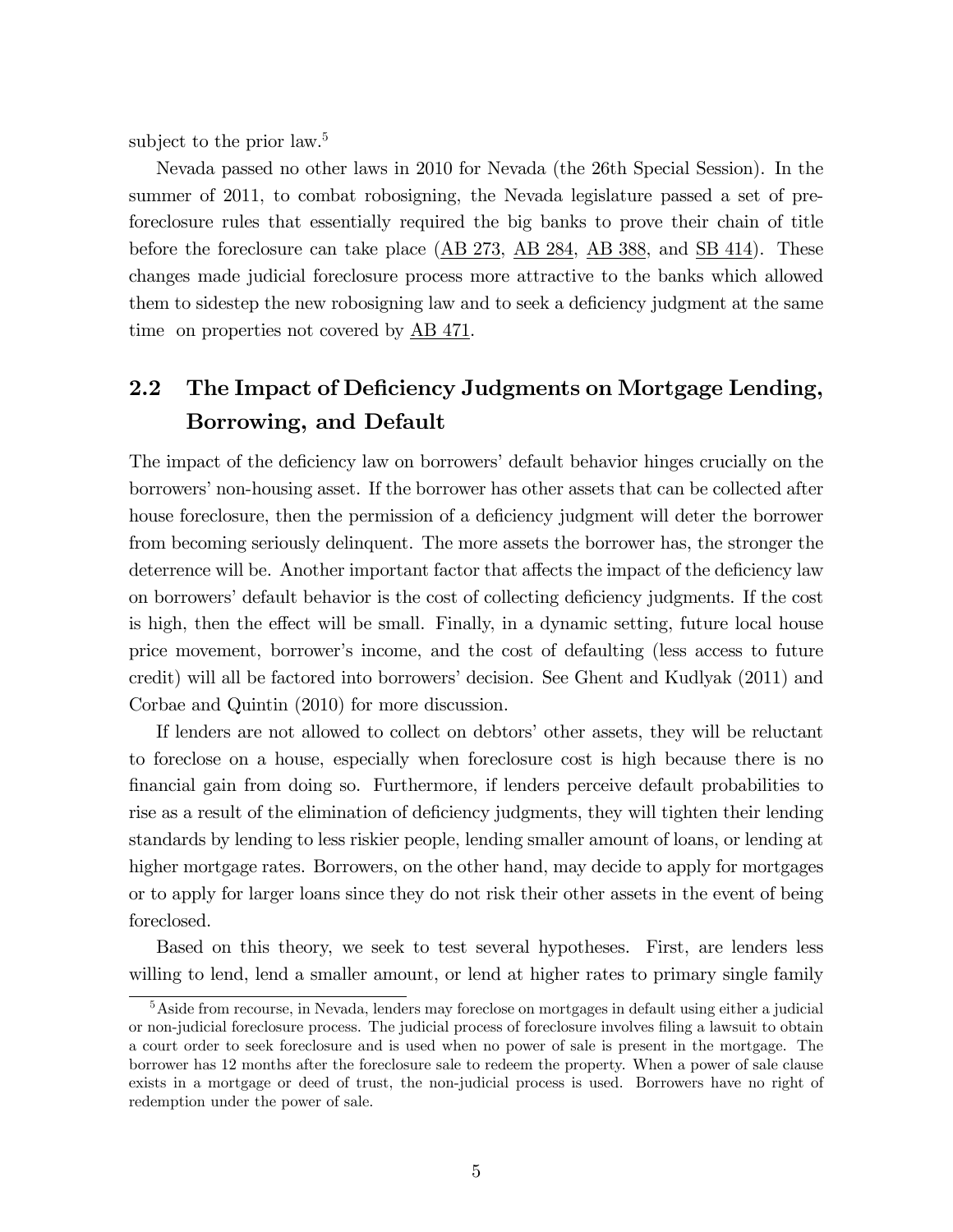subject to the prior law.[5]

Nevada passed no other laws in 2010 for Nevada (the 26th Special Session). In the summer of 2011, to combat robosigning, the Nevada legislature passed a set of pre-foreclosure rules that essentially required the big banks to prove their chain of title before the foreclosure can take place (AB 273, AB 284, AB 388, and SB 414). These changes made judicial foreclosure process more attractive to the banks which allowed them to sidestep the new robosigning law and to seek a deficiency judgment at the same time on properties not covered by AB 471.

## 2.2 The Impact of Deficiency Judgments on Mortgage Lending, Borrowing, and Default

The impact of the deficiency law on borrowers' default behavior hinges crucially on the borrowers' non-housing asset. If the borrower has other assets that can be collected after house foreclosure, then the permission of a deficiency judgment will deter the borrower from becoming seriously delinquent. The more assets the borrower has, the stronger the deterrence will be. Another important factor that affects the impact of the deficiency law on borrowers' default behavior is the cost of collecting deficiency judgments. If the cost is high, then the effect will be small. Finally, in a dynamic setting, future local house price movement, borrower's income, and the cost of defaulting (less access to future credit) will all be factored into borrowers' decision. See Ghent and Kudlyak (2011) and Corbae and Quintin (2010) for more discussion.

If lenders are not allowed to collect on debtors' other assets, they will be reluctant to foreclose on a house, especially when foreclosure cost is high because there is no financial gain from doing so. Furthermore, if lenders perceive default probabilities to rise as a result of the elimination of deficiency judgments, they will tighten their lending standards by lending to less riskier people, lending smaller amount of loans, or lending at higher mortgage rates. Borrowers, on the other hand, may decide to apply for mortgages or to apply for larger loans since they do not risk their other assets in the event of being foreclosed.

Based on this theory, we seek to test several hypotheses. First, are lenders less willing to lend, lend a smaller amount, or lend at higher rates to primary single family

[5] Aside from recourse, in Nevada, lenders may foreclose on mortgages in default using either a judicial or non-judicial foreclosure process. The judicial process of foreclosure involves filing a lawsuit to obtain a court order to seek foreclosure and is used when no power of sale is present in the mortgage. The borrower has 12 months after the foreclosure sale to redeem the property. When a power of sale clause exists in a mortgage or deed of trust, the non-judicial process is used. Borrowers have no right of redemption under the power of sale.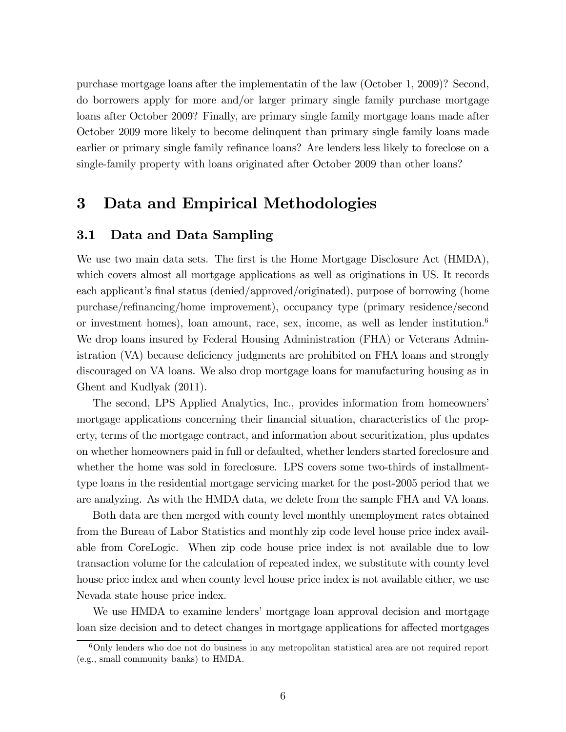purchase mortgage loans after the implementatin of the law (October 1, 2009)? Second, do borrowers apply for more and/or larger primary single family purchase mortgage loans after October 2009? Finally, are primary single family mortgage loans made after October 2009 more likely to become delinquent than primary single family loans made earlier or primary single family refinance loans? Are lenders less likely to foreclose on a single-family property with loans originated after October 2009 than other loans?

# 3 Data and Empirical Methodologies

## 3.1 Data and Data Sampling

We use two main data sets. The first is the Home Mortgage Disclosure Act (HMDA), which covers almost all mortgage applications as well as originations in US. It records each applicant's final status (denied/approved/originated), purpose of borrowing (home purchase/refinancing/home improvement), occupancy type (primary residence/second or investment homes), loan amount, race, sex, income, as well as lender institution.[6] We drop loans insured by Federal Housing Administration (FHA) or Veterans Administration (VA) because deficiency judgments are prohibited on FHA loans and strongly discouraged on VA loans. We also drop mortgage loans for manufacturing housing as in Ghent and Kudlyak (2011).

The second, LPS Applied Analytics, Inc., provides information from homeowners' mortgage applications concerning their financial situation, characteristics of the property, terms of the mortgage contract, and information about securitization, plus updates on whether homeowners paid in full or defaulted, whether lenders started foreclosure and whether the home was sold in foreclosure. LPS covers some two-thirds of installment-type loans in the residential mortgage servicing market for the post-2005 period that we are analyzing. As with the HMDA data, we delete from the sample FHA and VA loans.

Both data are then merged with county level monthly unemployment rates obtained from the Bureau of Labor Statistics and monthly zip code level house price index available from CoreLogic. When zip code house price index is not available due to low transaction volume for the calculation of repeated index, we substitute with county level house price index and when county level house price index is not available either, we use Nevada state house price index.

We use HMDA to examine lenders' mortgage loan approval decision and mortgage loan size decision and to detect changes in mortgage applications for affected mortgages

[6] Only lenders who doe not do business in any metropolitan statistical area are not required report (e.g., small community banks) to HMDA.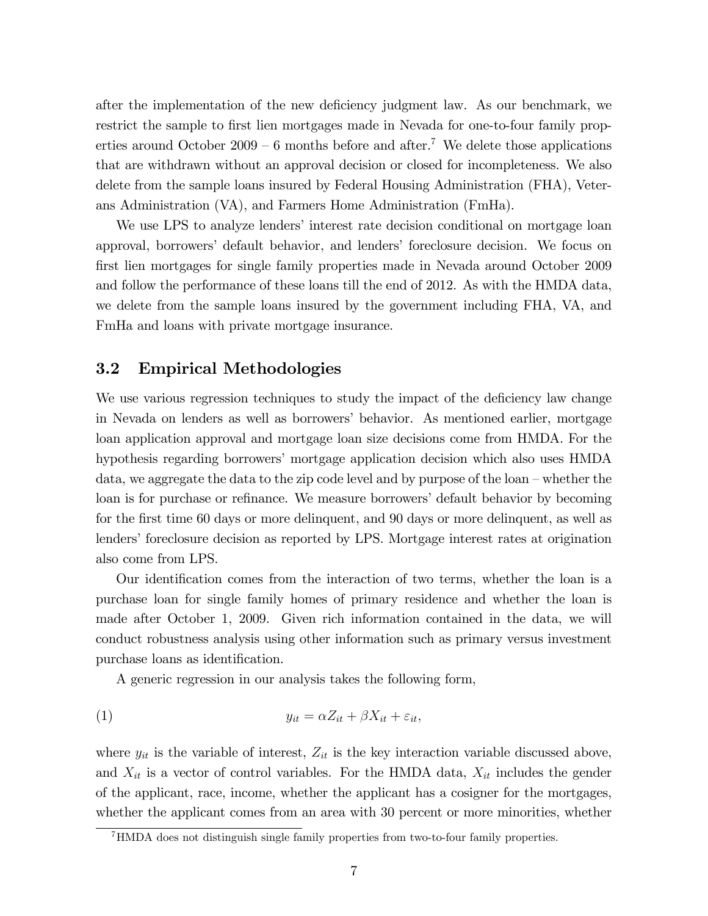after the implementation of the new deficiency judgment law. As our benchmark, we restrict the sample to first lien mortgages made in Nevada for one-to-four family properties around October 2009 – 6 months before and after.[7] We delete those applications that are withdrawn without an approval decision or closed for incompleteness. We also delete from the sample loans insured by Federal Housing Administration (FHA), Veterans Administration (VA), and Farmers Home Administration (FmHa).

We use LPS to analyze lenders' interest rate decision conditional on mortgage loan approval, borrowers' default behavior, and lenders' foreclosure decision. We focus on first lien mortgages for single family properties made in Nevada around October 2009 and follow the performance of these loans till the end of 2012. As with the HMDA data, we delete from the sample loans insured by the government including FHA, VA, and FmHa and loans with private mortgage insurance.

## 3.2 Empirical Methodologies

We use various regression techniques to study the impact of the deficiency law change in Nevada on lenders as well as borrowers' behavior. As mentioned earlier, mortgage loan application approval and mortgage loan size decisions come from HMDA. For the hypothesis regarding borrowers' mortgage application decision which also uses HMDA data, we aggregate the data to the zip code level and by purpose of the loan – whether the loan is for purchase or refinance. We measure borrowers' default behavior by becoming for the first time 60 days or more delinquent, and 90 days or more delinquent, as well as lenders' foreclosure decision as reported by LPS. Mortgage interest rates at origination also come from LPS.

Our identification comes from the interaction of two terms, whether the loan is a purchase loan for single family homes of primary residence and whether the loan is made after October 1, 2009. Given rich information contained in the data, we will conduct robustness analysis using other information such as primary versus investment purchase loans as identification.

A generic regression in our analysis takes the following form,

$$y_{it} = \alpha Z_{it} + \beta X_{it} + \varepsilon_{it}, \tag{1}$$

where $y_{it}$ is the variable of interest, $Z_{it}$ is the key interaction variable discussed above, and $X_{it}$ is a vector of control variables. For the HMDA data, $X_{it}$ includes the gender of the applicant, race, income, whether the applicant has a cosigner for the mortgages, whether the applicant comes from an area with 30 percent or more minorities, whether

[7] HMDA does not distinguish single family properties from two-to-four family properties.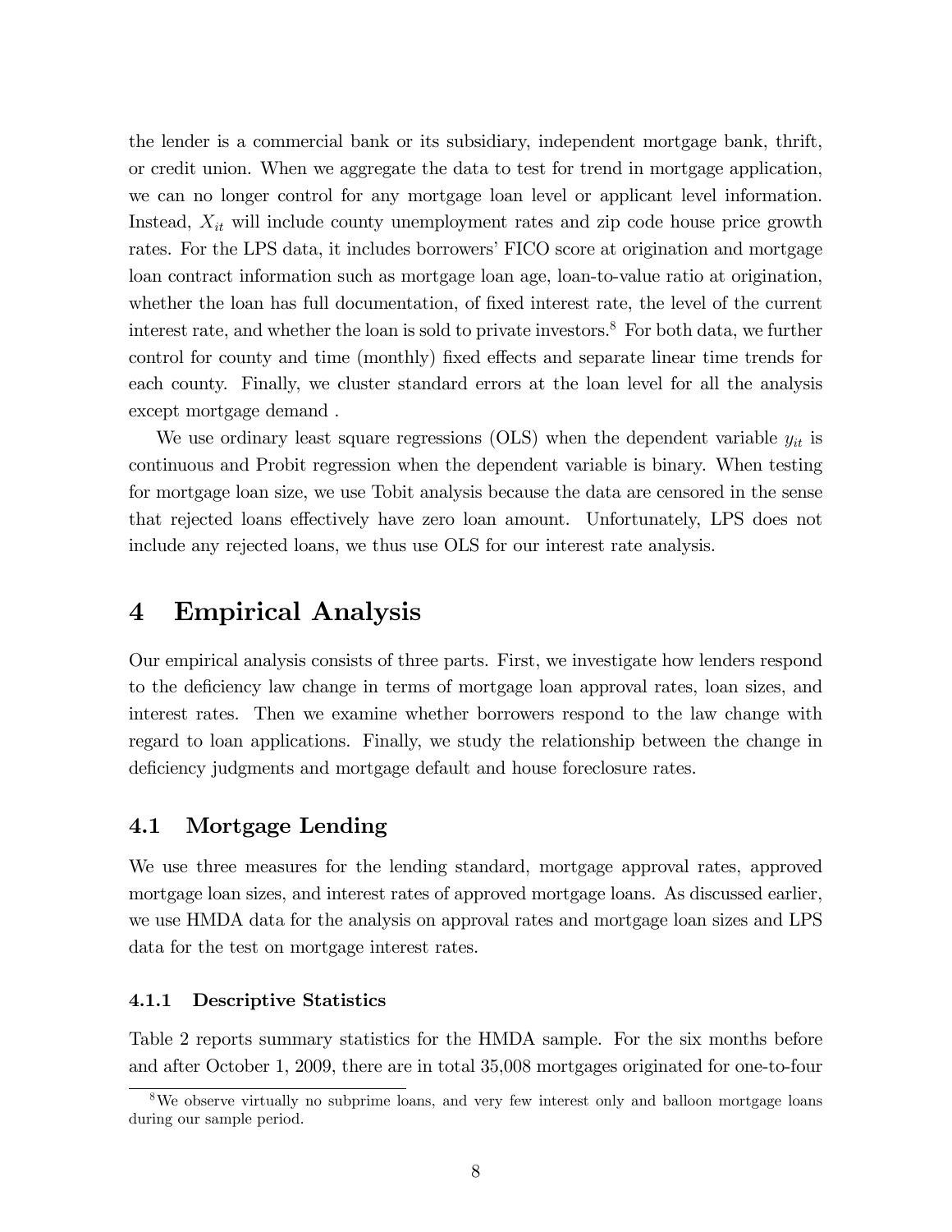the lender is a commercial bank or its subsidiary, independent mortgage bank, thrift, or credit union. When we aggregate the data to test for trend in mortgage application, we can no longer control for any mortgage loan level or applicant level information. Instead, $X_{it}$ will include county unemployment rates and zip code house price growth rates. For the LPS data, it includes borrowers' FICO score at origination and mortgage loan contract information such as mortgage loan age, loan-to-value ratio at origination, whether the loan has full documentation, of fixed interest rate, the level of the current interest rate, and whether the loan is sold to private investors.[8] For both data, we further control for county and time (monthly) fixed effects and separate linear time trends for each county. Finally, we cluster standard errors at the loan level for all the analysis except mortgage demand .

We use ordinary least square regressions (OLS) when the dependent variable $y_{it}$ is continuous and Probit regression when the dependent variable is binary. When testing for mortgage loan size, we use Tobit analysis because the data are censored in the sense that rejected loans effectively have zero loan amount. Unfortunately, LPS does not include any rejected loans, we thus use OLS for our interest rate analysis.

# 4 Empirical Analysis

Our empirical analysis consists of three parts. First, we investigate how lenders respond to the deficiency law change in terms of mortgage loan approval rates, loan sizes, and interest rates. Then we examine whether borrowers respond to the law change with regard to loan applications. Finally, we study the relationship between the change in deficiency judgments and mortgage default and house foreclosure rates.

## 4.1 Mortgage Lending

We use three measures for the lending standard, mortgage approval rates, approved mortgage loan sizes, and interest rates of approved mortgage loans. As discussed earlier, we use HMDA data for the analysis on approval rates and mortgage loan sizes and LPS data for the test on mortgage interest rates.

### 4.1.1 Descriptive Statistics

Table 2 reports summary statistics for the HMDA sample. For the six months before and after October 1, 2009, there are in total 35,008 mortgages originated for one-to-four

[8] We observe virtually no subprime loans, and very few interest only and balloon mortgage loans during our sample period.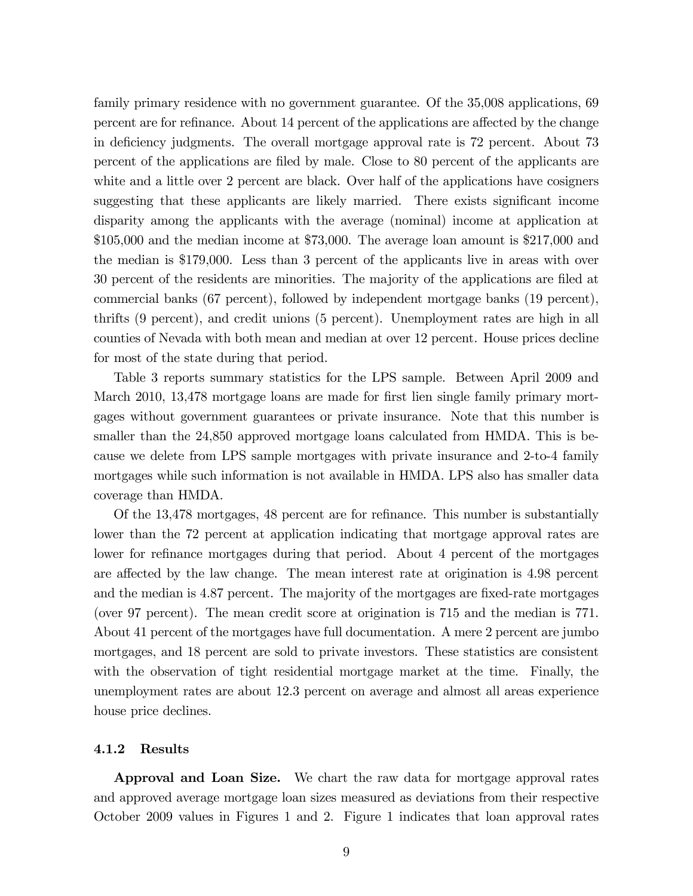family primary residence with no government guarantee. Of the 35,008 applications, 69 percent are for refinance. About 14 percent of the applications are affected by the change in deficiency judgments. The overall mortgage approval rate is 72 percent. About 73 percent of the applications are filed by male. Close to 80 percent of the applicants are white and a little over 2 percent are black. Over half of the applications have cosigners suggesting that these applicants are likely married. There exists significant income disparity among the applicants with the average (nominal) income at application at $105,000 and the median income at $73,000. The average loan amount is $217,000 and the median is $179,000. Less than 3 percent of the applicants live in areas with over 30 percent of the residents are minorities. The majority of the applications are filed at commercial banks (67 percent), followed by independent mortgage banks (19 percent), thrifts (9 percent), and credit unions (5 percent). Unemployment rates are high in all counties of Nevada with both mean and median at over 12 percent. House prices decline for most of the state during that period.

Table 3 reports summary statistics for the LPS sample. Between April 2009 and March 2010, 13,478 mortgage loans are made for first lien single family primary mortgages without government guarantees or private insurance. Note that this number is smaller than the 24,850 approved mortgage loans calculated from HMDA. This is because we delete from LPS sample mortgages with private insurance and 2-to-4 family mortgages while such information is not available in HMDA. LPS also has smaller data coverage than HMDA.

Of the 13,478 mortgages, 48 percent are for refinance. This number is substantially lower than the 72 percent at application indicating that mortgage approval rates are lower for refinance mortgages during that period. About 4 percent of the mortgages are affected by the law change. The mean interest rate at origination is 4.98 percent and the median is 4.87 percent. The majority of the mortgages are fixed-rate mortgages (over 97 percent). The mean credit score at origination is 715 and the median is 771. About 41 percent of the mortgages have full documentation. A mere 2 percent are jumbo mortgages, and 18 percent are sold to private investors. These statistics are consistent with the observation of tight residential mortgage market at the time. Finally, the unemployment rates are about 12.3 percent on average and almost all areas experience house price declines.

#### 4.1.2 Results

**Approval and Loan Size.** We chart the raw data for mortgage approval rates and approved average mortgage loan sizes measured as deviations from their respective October 2009 values in Figures 1 and 2. Figure 1 indicates that loan approval rates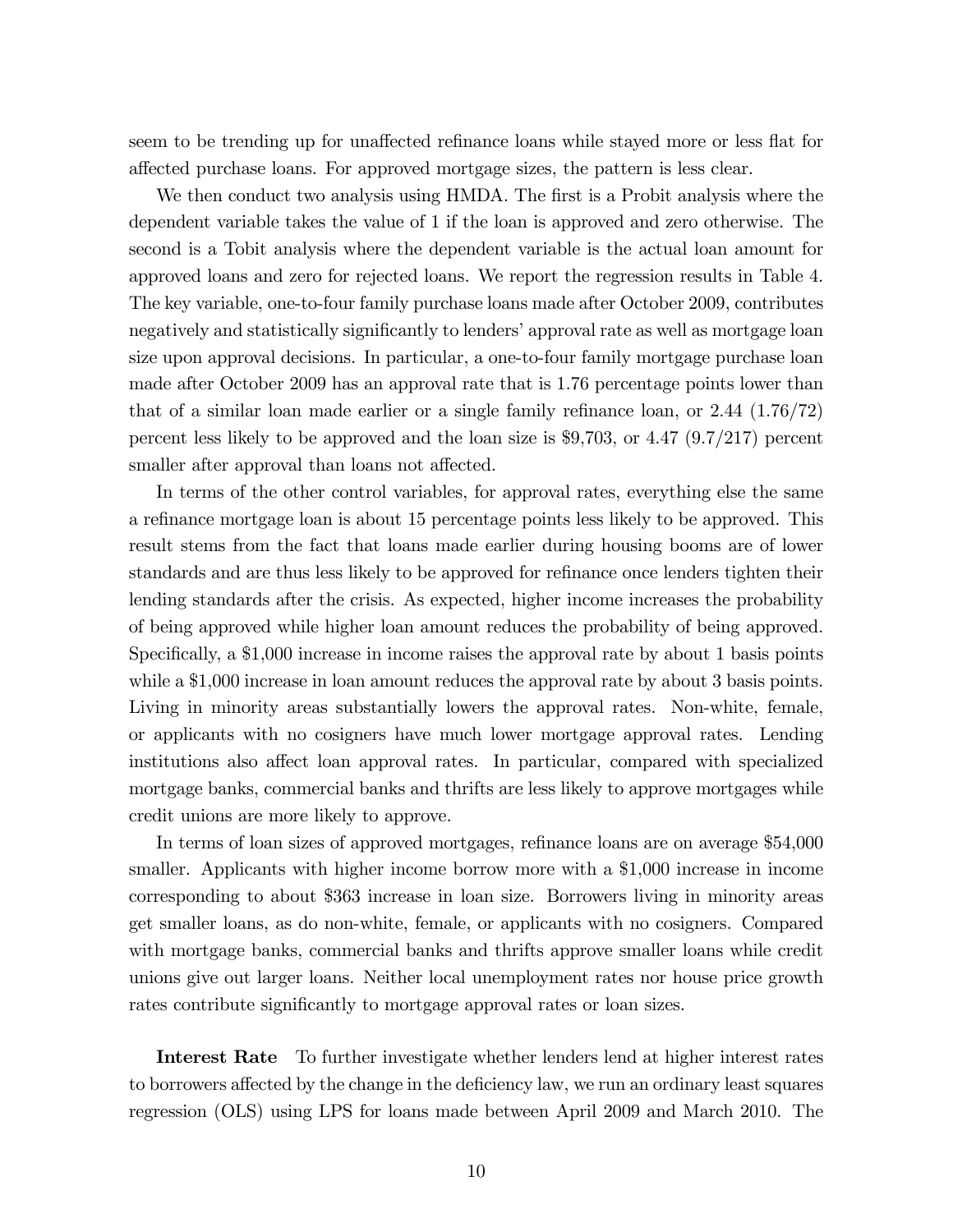seem to be trending up for unaffected refinance loans while stayed more or less flat for affected purchase loans. For approved mortgage sizes, the pattern is less clear.

We then conduct two analysis using HMDA. The first is a Probit analysis where the dependent variable takes the value of 1 if the loan is approved and zero otherwise. The second is a Tobit analysis where the dependent variable is the actual loan amount for approved loans and zero for rejected loans. We report the regression results in Table 4. The key variable, one-to-four family purchase loans made after October 2009, contributes negatively and statistically significantly to lenders' approval rate as well as mortgage loan size upon approval decisions. In particular, a one-to-four family mortgage purchase loan made after October 2009 has an approval rate that is 1.76 percentage points lower than that of a similar loan made earlier or a single family refinance loan, or 2.44 (1.76/72) percent less likely to be approved and the loan size is $9,703, or 4.47 (9.7/217) percent smaller after approval than loans not affected.

In terms of the other control variables, for approval rates, everything else the same a refinance mortgage loan is about 15 percentage points less likely to be approved. This result stems from the fact that loans made earlier during housing booms are of lower standards and are thus less likely to be approved for refinance once lenders tighten their lending standards after the crisis. As expected, higher income increases the probability of being approved while higher loan amount reduces the probability of being approved. Specifically, a $1,000 increase in income raises the approval rate by about 1 basis points while a $1,000 increase in loan amount reduces the approval rate by about 3 basis points. Living in minority areas substantially lowers the approval rates. Non-white, female, or applicants with no cosigners have much lower mortgage approval rates. Lending institutions also affect loan approval rates. In particular, compared with specialized mortgage banks, commercial banks and thrifts are less likely to approve mortgages while credit unions are more likely to approve.

In terms of loan sizes of approved mortgages, refinance loans are on average $54,000 smaller. Applicants with higher income borrow more with a $1,000 increase in income corresponding to about $363 increase in loan size. Borrowers living in minority areas get smaller loans, as do non-white, female, or applicants with no cosigners. Compared with mortgage banks, commercial banks and thrifts approve smaller loans while credit unions give out larger loans. Neither local unemployment rates nor house price growth rates contribute significantly to mortgage approval rates or loan sizes.

**Interest Rate** To further investigate whether lenders lend at higher interest rates to borrowers affected by the change in the deficiency law, we run an ordinary least squares regression (OLS) using LPS for loans made between April 2009 and March 2010. The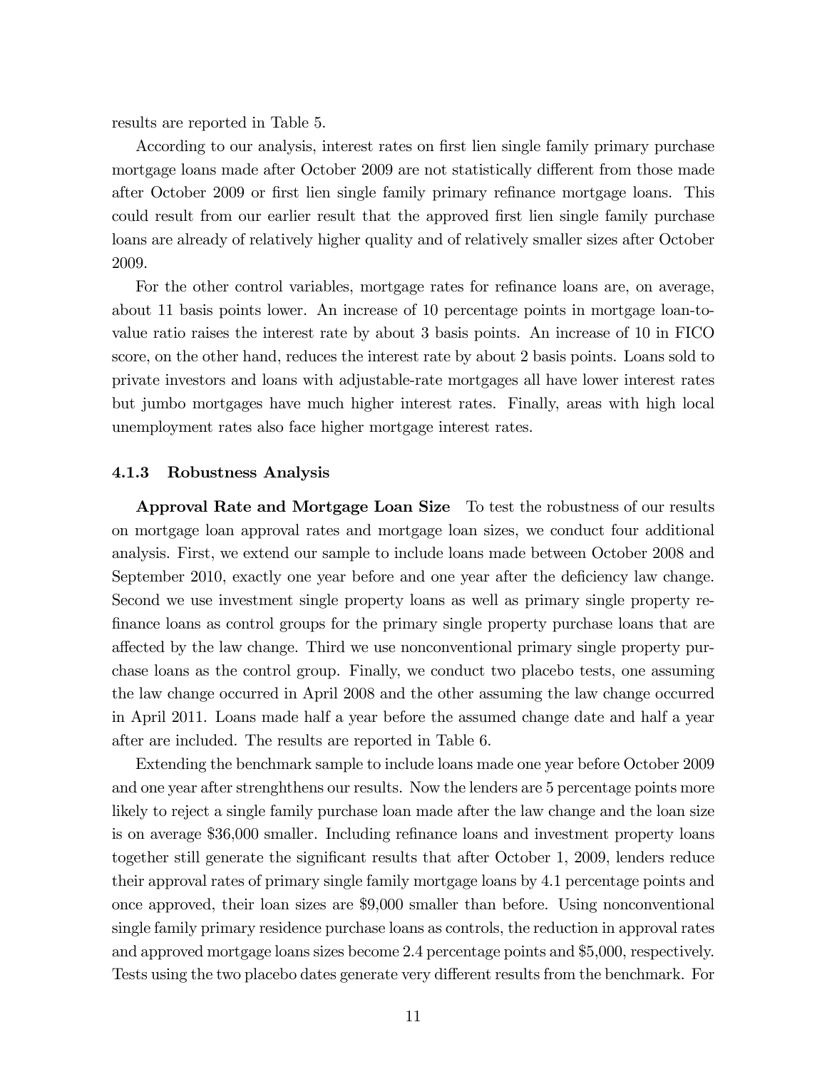results are reported in Table 5.

According to our analysis, interest rates on first lien single family primary purchase mortgage loans made after October 2009 are not statistically different from those made after October 2009 or first lien single family primary refinance mortgage loans. This could result from our earlier result that the approved first lien single family purchase loans are already of relatively higher quality and of relatively smaller sizes after October 2009.

For the other control variables, mortgage rates for refinance loans are, on average, about 11 basis points lower. An increase of 10 percentage points in mortgage loan-to-value ratio raises the interest rate by about 3 basis points. An increase of 10 in FICO score, on the other hand, reduces the interest rate by about 2 basis points. Loans sold to private investors and loans with adjustable-rate mortgages all have lower interest rates but jumbo mortgages have much higher interest rates. Finally, areas with high local unemployment rates also face higher mortgage interest rates.

### 4.1.3 Robustness Analysis

**Approval Rate and Mortgage Loan Size** To test the robustness of our results on mortgage loan approval rates and mortgage loan sizes, we conduct four additional analysis. First, we extend our sample to include loans made between October 2008 and September 2010, exactly one year before and one year after the deficiency law change. Second we use investment single property loans as well as primary single property refinance loans as control groups for the primary single property purchase loans that are affected by the law change. Third we use nonconventional primary single property purchase loans as the control group. Finally, we conduct two placebo tests, one assuming the law change occurred in April 2008 and the other assuming the law change occurred in April 2011. Loans made half a year before the assumed change date and half a year after are included. The results are reported in Table 6.

Extending the benchmark sample to include loans made one year before October 2009 and one year after strenghthens our results. Now the lenders are 5 percentage points more likely to reject a single family purchase loan made after the law change and the loan size is on average \$36,000 smaller. Including refinance loans and investment property loans together still generate the significant results that after October 1, 2009, lenders reduce their approval rates of primary single family mortgage loans by 4.1 percentage points and once approved, their loan sizes are \$9,000 smaller than before. Using nonconventional single family primary residence purchase loans as controls, the reduction in approval rates and approved mortgage loans sizes become 2.4 percentage points and \$5,000, respectively. Tests using the two placebo dates generate very different results from the benchmark. For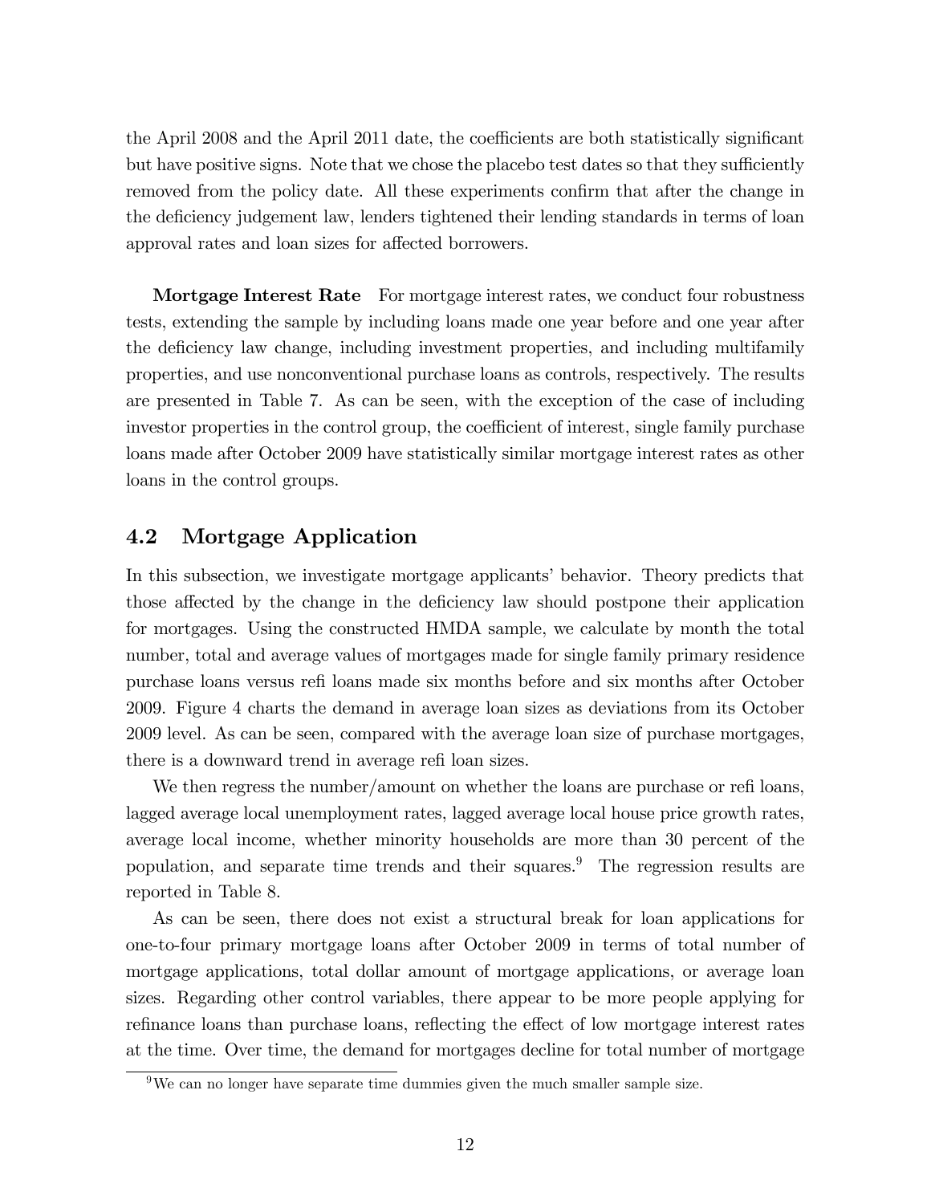the April 2008 and the April 2011 date, the coefficients are both statistically significant but have positive signs. Note that we chose the placebo test dates so that they sufficiently removed from the policy date. All these experiments confirm that after the change in the deficiency judgement law, lenders tightened their lending standards in terms of loan approval rates and loan sizes for affected borrowers.

**Mortgage Interest Rate** For mortgage interest rates, we conduct four robustness tests, extending the sample by including loans made one year before and one year after the deficiency law change, including investment properties, and including multifamily properties, and use nonconventional purchase loans as controls, respectively. The results are presented in Table 7. As can be seen, with the exception of the case of including investor properties in the control group, the coefficient of interest, single family purchase loans made after October 2009 have statistically similar mortgage interest rates as other loans in the control groups.

## 4.2 Mortgage Application

In this subsection, we investigate mortgage applicants' behavior. Theory predicts that those affected by the change in the deficiency law should postpone their application for mortgages. Using the constructed HMDA sample, we calculate by month the total number, total and average values of mortgages made for single family primary residence purchase loans versus refi loans made six months before and six months after October 2009. Figure 4 charts the demand in average loan sizes as deviations from its October 2009 level. As can be seen, compared with the average loan size of purchase mortgages, there is a downward trend in average refi loan sizes.

We then regress the number/amount on whether the loans are purchase or refi loans, lagged average local unemployment rates, lagged average local house price growth rates, average local income, whether minority households are more than 30 percent of the population, and separate time trends and their squares.[9] The regression results are reported in Table 8.

As can be seen, there does not exist a structural break for loan applications for one-to-four primary mortgage loans after October 2009 in terms of total number of mortgage applications, total dollar amount of mortgage applications, or average loan sizes. Regarding other control variables, there appear to be more people applying for refinance loans than purchase loans, reflecting the effect of low mortgage interest rates at the time. Over time, the demand for mortgages decline for total number of mortgage

[9] We can no longer have separate time dummies given the much smaller sample size.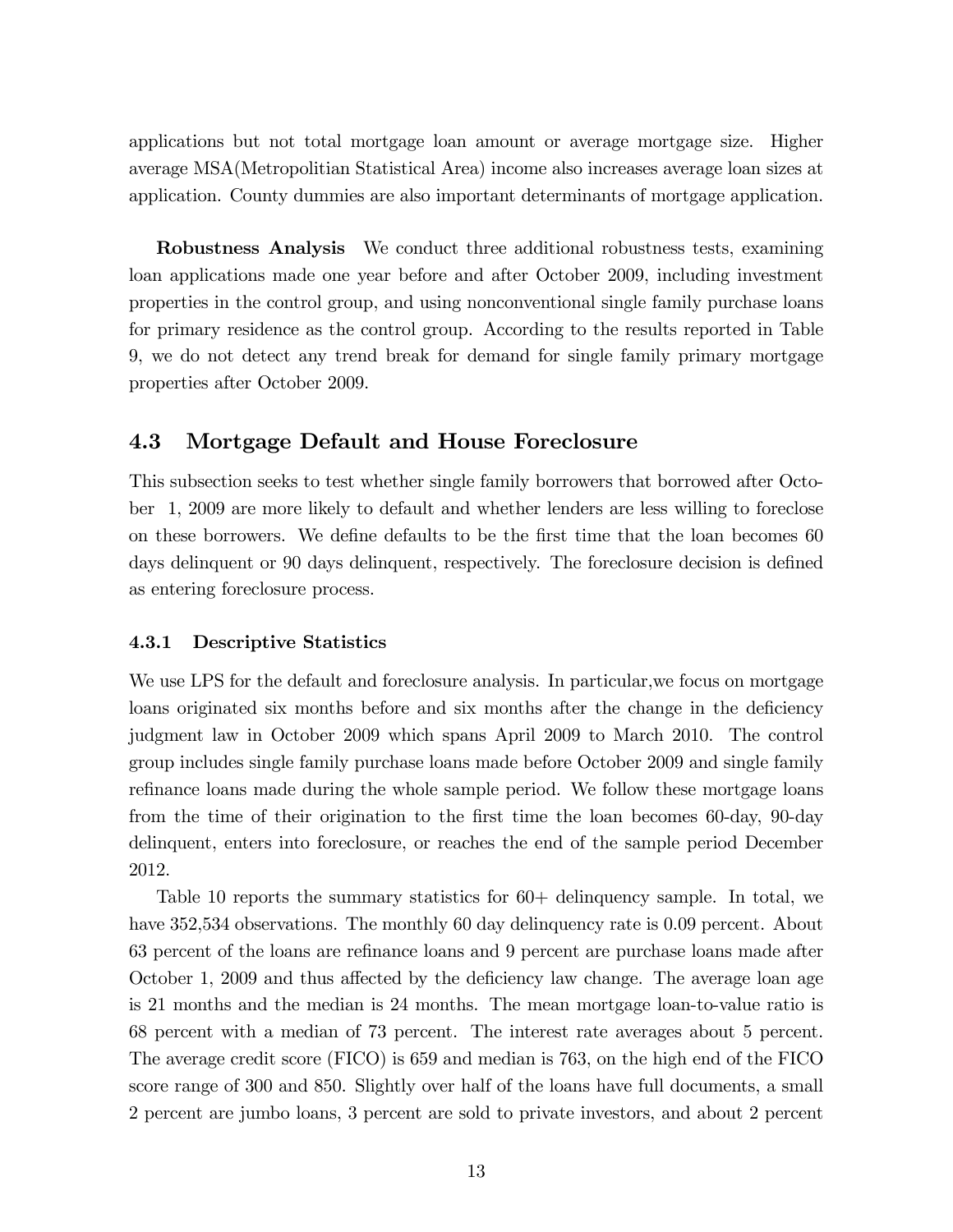applications but not total mortgage loan amount or average mortgage size. Higher average MSA(Metropolitian Statistical Area) income also increases average loan sizes at application. County dummies are also important determinants of mortgage application.

**Robustness Analysis** We conduct three additional robustness tests, examining loan applications made one year before and after October 2009, including investment properties in the control group, and using nonconventional single family purchase loans for primary residence as the control group. According to the results reported in Table 9, we do not detect any trend break for demand for single family primary mortgage properties after October 2009.

## 4.3 Mortgage Default and House Foreclosure

This subsection seeks to test whether single family borrowers that borrowed after October 1, 2009 are more likely to default and whether lenders are less willing to foreclose on these borrowers. We define defaults to be the first time that the loan becomes 60 days delinquent or 90 days delinquent, respectively. The foreclosure decision is defined as entering foreclosure process.

### 4.3.1 Descriptive Statistics

We use LPS for the default and foreclosure analysis. In particular,we focus on mortgage loans originated six months before and six months after the change in the deficiency judgment law in October 2009 which spans April 2009 to March 2010. The control group includes single family purchase loans made before October 2009 and single family refinance loans made during the whole sample period. We follow these mortgage loans from the time of their origination to the first time the loan becomes 60-day, 90-day delinquent, enters into foreclosure, or reaches the end of the sample period December 2012.

Table 10 reports the summary statistics for 60+ delinquency sample. In total, we have 352,534 observations. The monthly 60 day delinquency rate is 0.09 percent. About 63 percent of the loans are refinance loans and 9 percent are purchase loans made after October 1, 2009 and thus affected by the deficiency law change. The average loan age is 21 months and the median is 24 months. The mean mortgage loan-to-value ratio is 68 percent with a median of 73 percent. The interest rate averages about 5 percent. The average credit score (FICO) is 659 and median is 763, on the high end of the FICO score range of 300 and 850. Slightly over half of the loans have full documents, a small 2 percent are jumbo loans, 3 percent are sold to private investors, and about 2 percent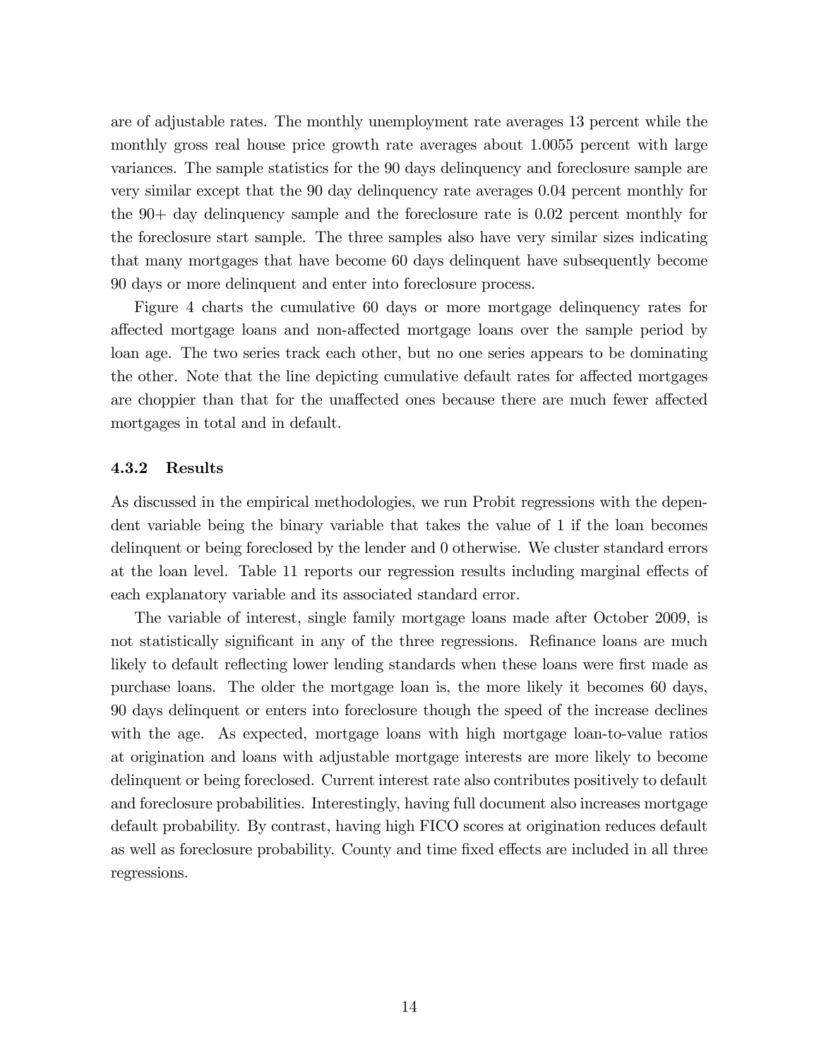are of adjustable rates. The monthly unemployment rate averages 13 percent while the monthly gross real house price growth rate averages about 1.0055 percent with large variances. The sample statistics for the 90 days delinquency and foreclosure sample are very similar except that the 90 day delinquency rate averages 0.04 percent monthly for the 90+ day delinquency sample and the foreclosure rate is 0.02 percent monthly for the foreclosure start sample. The three samples also have very similar sizes indicating that many mortgages that have become 60 days delinquent have subsequently become 90 days or more delinquent and enter into foreclosure process.

Figure 4 charts the cumulative 60 days or more mortgage delinquency rates for affected mortgage loans and non-affected mortgage loans over the sample period by loan age. The two series track each other, but no one series appears to be dominating the other. Note that the line depicting cumulative default rates for affected mortgages are choppier than that for the unaffected ones because there are much fewer affected mortgages in total and in default.

### 4.3.2 Results

As discussed in the empirical methodologies, we run Probit regressions with the dependent variable being the binary variable that takes the value of 1 if the loan becomes delinquent or being foreclosed by the lender and 0 otherwise. We cluster standard errors at the loan level. Table 11 reports our regression results including marginal effects of each explanatory variable and its associated standard error.

The variable of interest, single family mortgage loans made after October 2009, is not statistically significant in any of the three regressions. Refinance loans are much likely to default reflecting lower lending standards when these loans were first made as purchase loans. The older the mortgage loan is, the more likely it becomes 60 days, 90 days delinquent or enters into foreclosure though the speed of the increase declines with the age. As expected, mortgage loans with high mortgage loan-to-value ratios at origination and loans with adjustable mortgage interests are more likely to become delinquent or being foreclosed. Current interest rate also contributes positively to default and foreclosure probabilities. Interestingly, having full document also increases mortgage default probability. By contrast, having high FICO scores at origination reduces default as well as foreclosure probability. County and time fixed effects are included in all three regressions.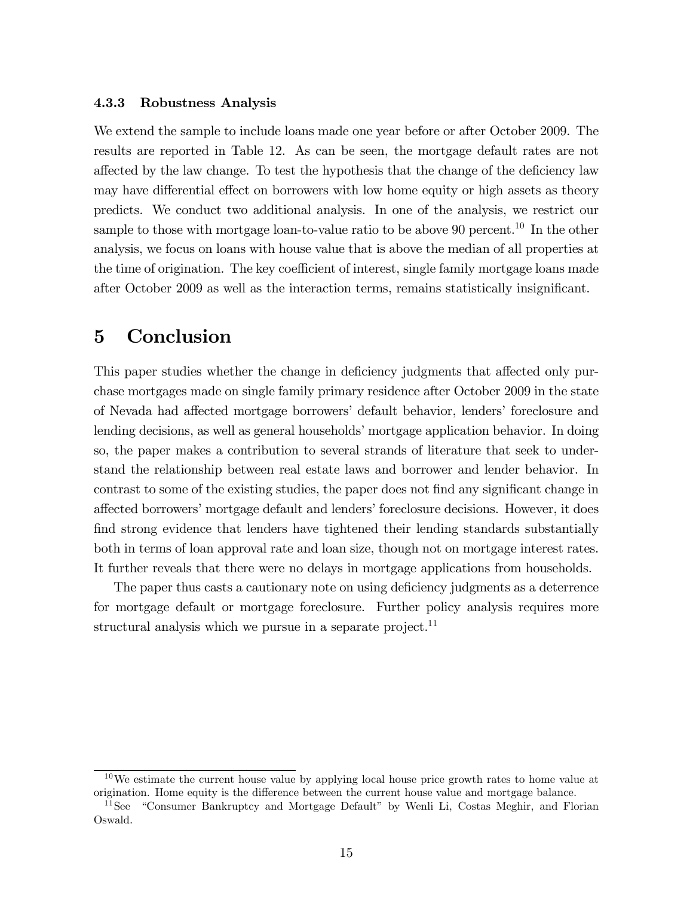#### 4.3.3 Robustness Analysis

We extend the sample to include loans made one year before or after October 2009. The results are reported in Table 12. As can be seen, the mortgage default rates are not affected by the law change. To test the hypothesis that the change of the deficiency law may have differential effect on borrowers with low home equity or high assets as theory predicts. We conduct two additional analysis. In one of the analysis, we restrict our sample to those with mortgage loan-to-value ratio to be above 90 percent.[10] In the other analysis, we focus on loans with house value that is above the median of all properties at the time of origination. The key coefficient of interest, single family mortgage loans made after October 2009 as well as the interaction terms, remains statistically insignificant.

# 5 Conclusion

This paper studies whether the change in deficiency judgments that affected only purchase mortgages made on single family primary residence after October 2009 in the state of Nevada had affected mortgage borrowers' default behavior, lenders' foreclosure and lending decisions, as well as general households' mortgage application behavior. In doing so, the paper makes a contribution to several strands of literature that seek to understand the relationship between real estate laws and borrower and lender behavior. In contrast to some of the existing studies, the paper does not find any significant change in affected borrowers' mortgage default and lenders' foreclosure decisions. However, it does find strong evidence that lenders have tightened their lending standards substantially both in terms of loan approval rate and loan size, though not on mortgage interest rates. It further reveals that there were no delays in mortgage applications from households.

The paper thus casts a cautionary note on using deficiency judgments as a deterrence for mortgage default or mortgage foreclosure. Further policy analysis requires more structural analysis which we pursue in a separate project.[11]

---

[10] We estimate the current house value by applying local house price growth rates to home value at origination. Home equity is the difference between the current house value and mortgage balance.

[11] See "Consumer Bankruptcy and Mortgage Default" by Wenli Li, Costas Meghir, and Florian Oswald.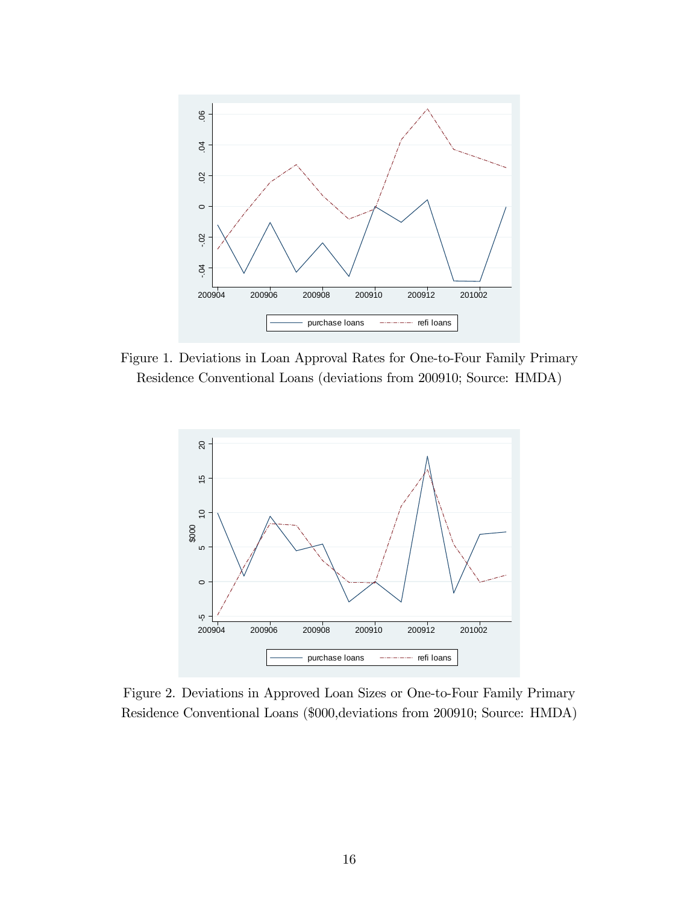Figure 1. Deviations in Loan Approval Rates for One-to-Four Family Primary Residence Conventional Loans (deviations from 200910; Source: HMDA)

Figure 2. Deviations in Approved Loan Sizes or One-to-Four Family Primary Residence Conventional Loans ($000,deviations from 200910; Source: HMDA)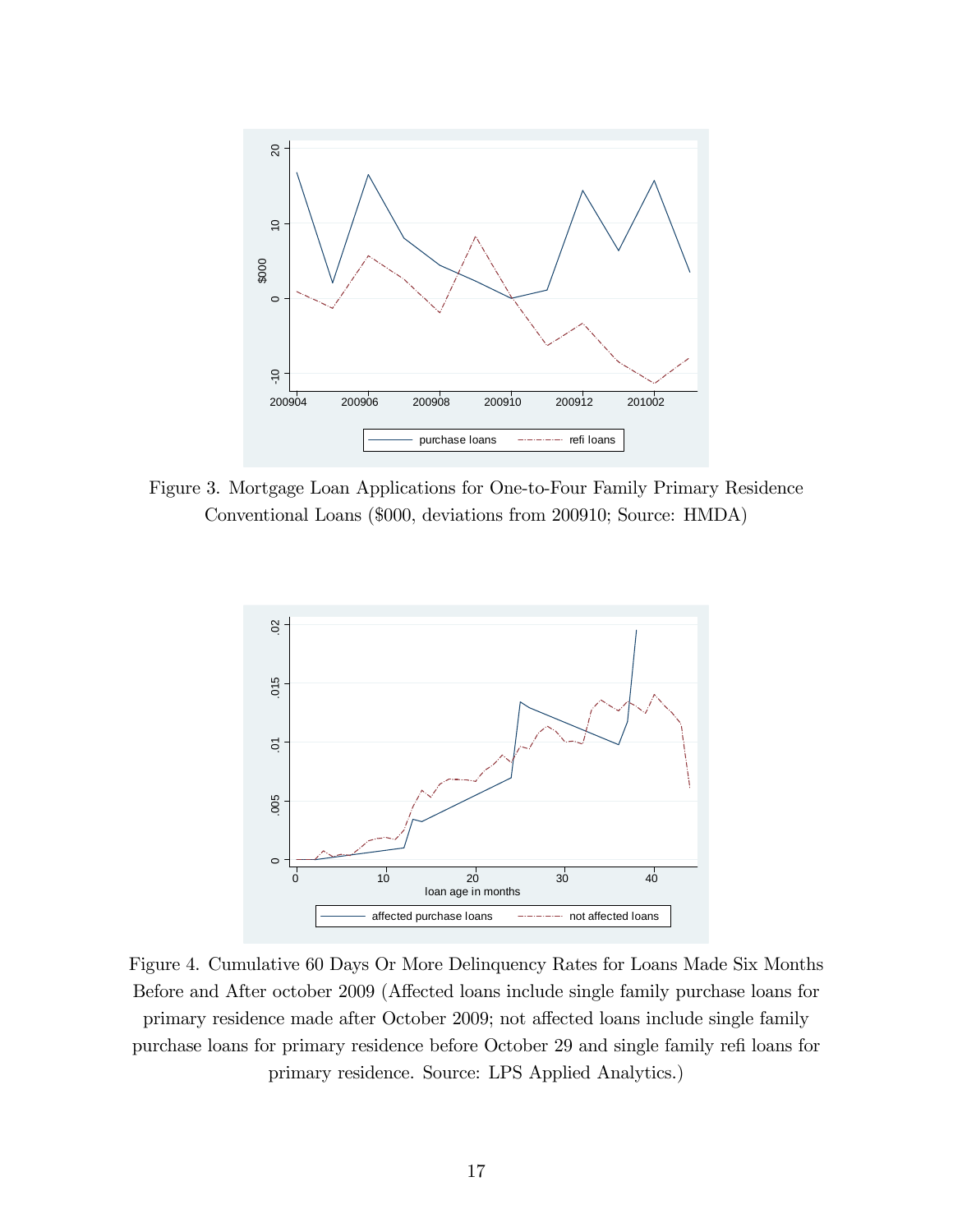Figure 3. Mortgage Loan Applications for One-to-Four Family Primary Residence Conventional Loans ($000, deviations from 200910; Source: HMDA)

Figure 4. Cumulative 60 Days Or More Delinquency Rates for Loans Made Six Months Before and After october 2009 (Affected loans include single family purchase loans for primary residence made after October 2009; not affected loans include single family purchase loans for primary residence before October 29 and single family refi loans for primary residence. Source: LPS Applied Analytics.)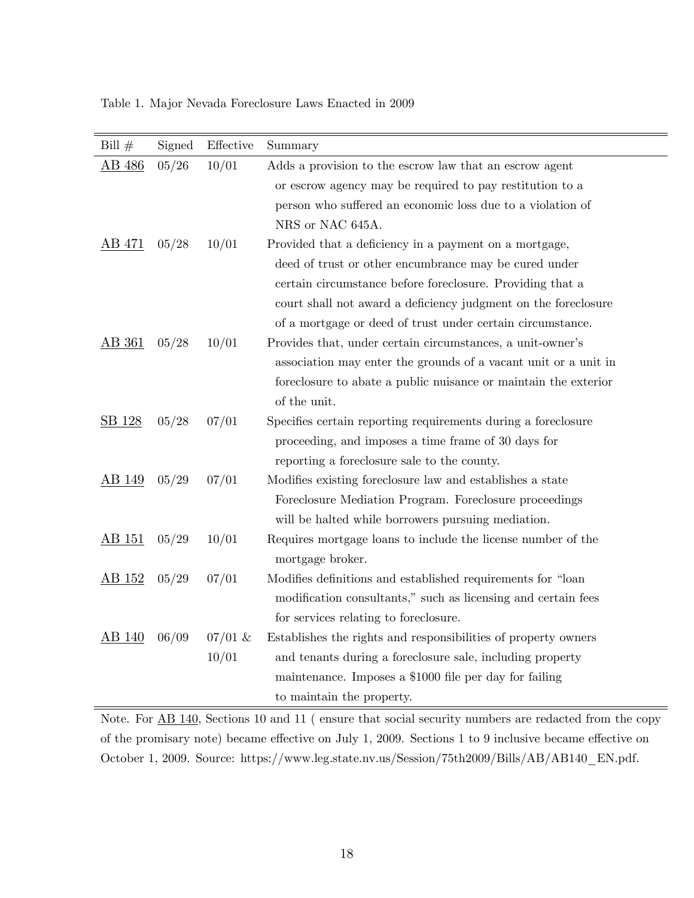Table 1. Major Nevada Foreclosure Laws Enacted in 2009

| Bill # | Signed | Effective | Summary |
|---|---|---|---|
| AB 486 | 05/26 | 10/01 | Adds a provision to the escrow law that an escrow agent or escrow agency may be required to pay restitution to a person who suffered an economic loss due to a violation of NRS or NAC 645A. |
| AB 471 | 05/28 | 10/01 | Provided that a deficiency in a payment on a mortgage, deed of trust or other encumbrance may be cured under certain circumstance before foreclosure. Providing that a court shall not award a deficiency judgment on the foreclosure of a mortgage or deed of trust under certain circumstance. |
| AB 361 | 05/28 | 10/01 | Provides that, under certain circumstances, a unit-owner's association may enter the grounds of a vacant unit or a unit in foreclosure to abate a public nuisance or maintain the exterior of the unit. |
| SB 128 | 05/28 | 07/01 | Specifies certain reporting requirements during a foreclosure proceeding, and imposes a time frame of 30 days for reporting a foreclosure sale to the county. |
| AB 149 | 05/29 | 07/01 | Modifies existing foreclosure law and establishes a state Foreclosure Mediation Program. Foreclosure proceedings will be halted while borrowers pursuing mediation. |
| AB 151 | 05/29 | 10/01 | Requires mortgage loans to include the license number of the mortgage broker. |
| AB 152 | 05/29 | 07/01 | Modifies definitions and established requirements for "loan modification consultants," such as licensing and certain fees for services relating to foreclosure. |
| AB 140 | 06/09 | 07/01 & 10/01 | Establishes the rights and responsibilities of property owners and tenants during a foreclosure sale, including property maintenance. Imposes a $1000 file per day for failing to maintain the property. |

Note. For AB 140, Sections 10 and 11 ( ensure that social security numbers are redacted from the copy of the promisary note) became effective on July 1, 2009. Sections 1 to 9 inclusive became effective on October 1, 2009. Source: https://www.leg.state.nv.us/Session/75th2009/Bills/AB/AB140_EN.pdf.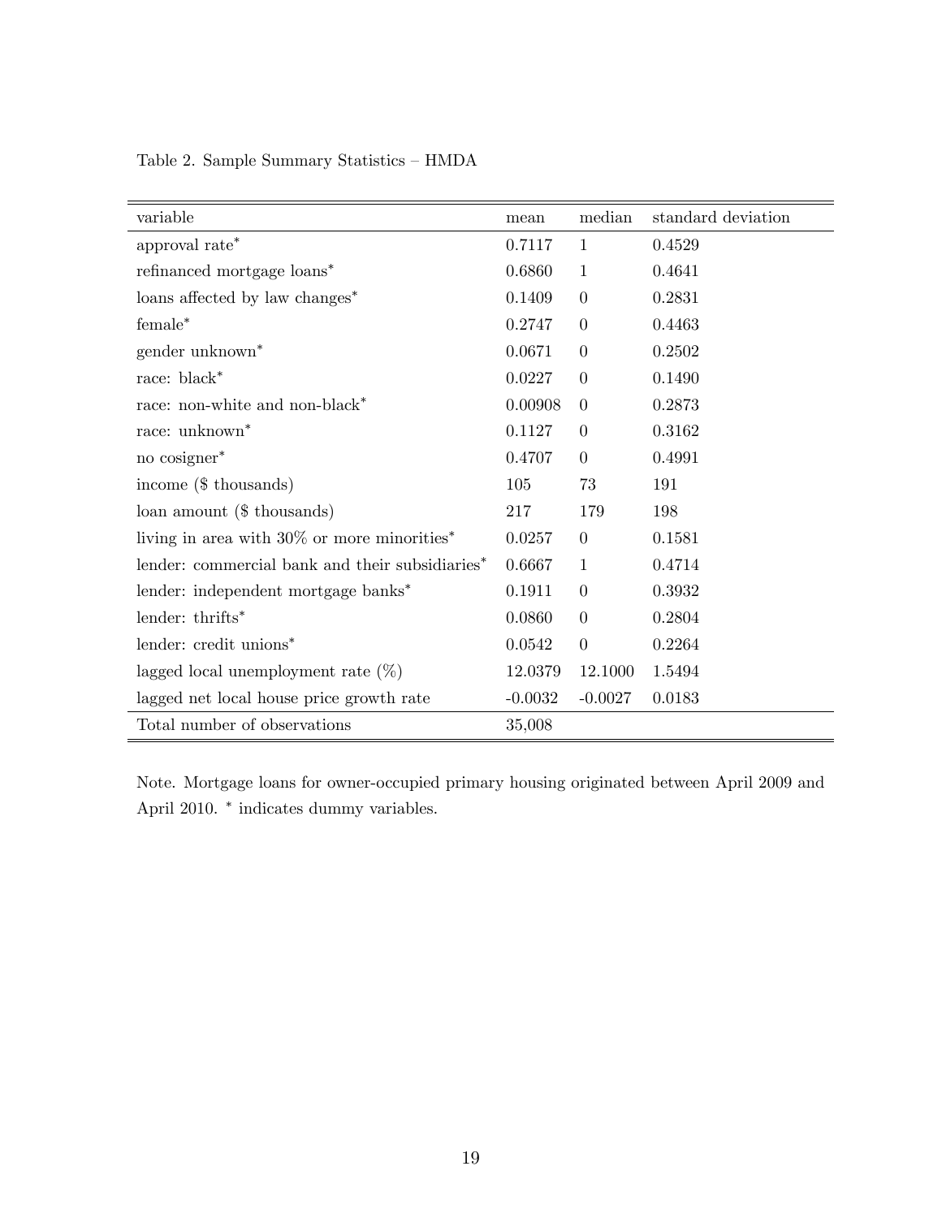Table 2. Sample Summary Statistics – HMDA

| variable | mean | median | standard deviation |
|---|---|---|---|
| approval rate* | 0.7117 | 1 | 0.4529 |
| refinanced mortgage loans* | 0.6860 | 1 | 0.4641 |
| loans affected by law changes* | 0.1409 | 0 | 0.2831 |
| female* | 0.2747 | 0 | 0.4463 |
| gender unknown* | 0.0671 | 0 | 0.2502 |
| race: black* | 0.0227 | 0 | 0.1490 |
| race: non-white and non-black* | 0.00908 | 0 | 0.2873 |
| race: unknown* | 0.1127 | 0 | 0.3162 |
| no cosigner* | 0.4707 | 0 | 0.4991 |
| income ($ thousands) | 105 | 73 | 191 |
| loan amount ($ thousands) | 217 | 179 | 198 |
| living in area with 30% or more minorities* | 0.0257 | 0 | 0.1581 |
| lender: commercial bank and their subsidiaries* | 0.6667 | 1 | 0.4714 |
| lender: independent mortgage banks* | 0.1911 | 0 | 0.3932 |
| lender: thrifts* | 0.0860 | 0 | 0.2804 |
| lender: credit unions* | 0.0542 | 0 | 0.2264 |
| lagged local unemployment rate (%) | 12.0379 | 12.1000 | 1.5494 |
| lagged net local house price growth rate | -0.0032 | -0.0027 | 0.0183 |
| Total number of observations | 35,008 | | |

Note. Mortgage loans for owner-occupied primary housing originated between April 2009 and April 2010. * indicates dummy variables.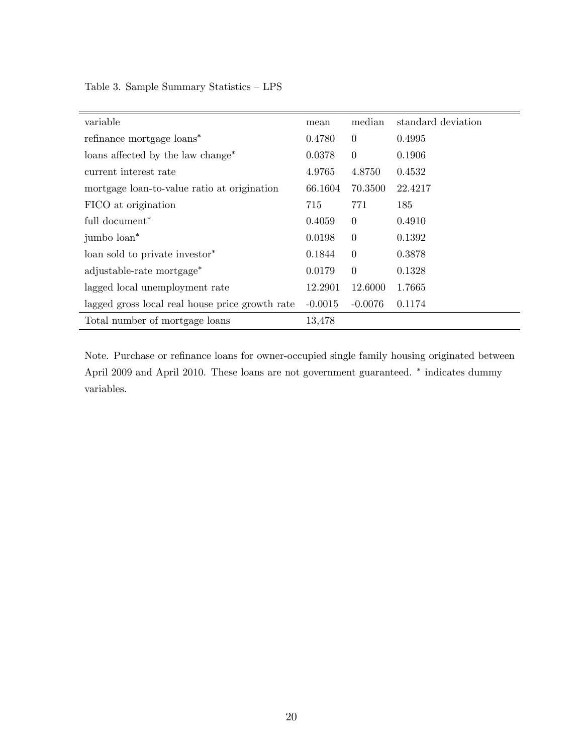Table 3. Sample Summary Statistics – LPS

| variable | mean | median | standard deviation |
|---|---|---|---|
| refinance mortgage loans* | 0.4780 | 0 | 0.4995 |
| loans affected by the law change* | 0.0378 | 0 | 0.1906 |
| current interest rate | 4.9765 | 4.8750 | 0.4532 |
| mortgage loan-to-value ratio at origination | 66.1604 | 70.3500 | 22.4217 |
| FICO at origination | 715 | 771 | 185 |
| full document* | 0.4059 | 0 | 0.4910 |
| jumbo loan* | 0.0198 | 0 | 0.1392 |
| loan sold to private investor* | 0.1844 | 0 | 0.3878 |
| adjustable-rate mortgage* | 0.0179 | 0 | 0.1328 |
| lagged local unemployment rate | 12.2901 | 12.6000 | 1.7665 |
| lagged gross local real house price growth rate | -0.0015 | -0.0076 | 0.1174 |
| Total number of mortgage loans | 13,478 | | |

Note. Purchase or refinance loans for owner-occupied single family housing originated between April 2009 and April 2010. These loans are not government guaranteed. * indicates dummy variables.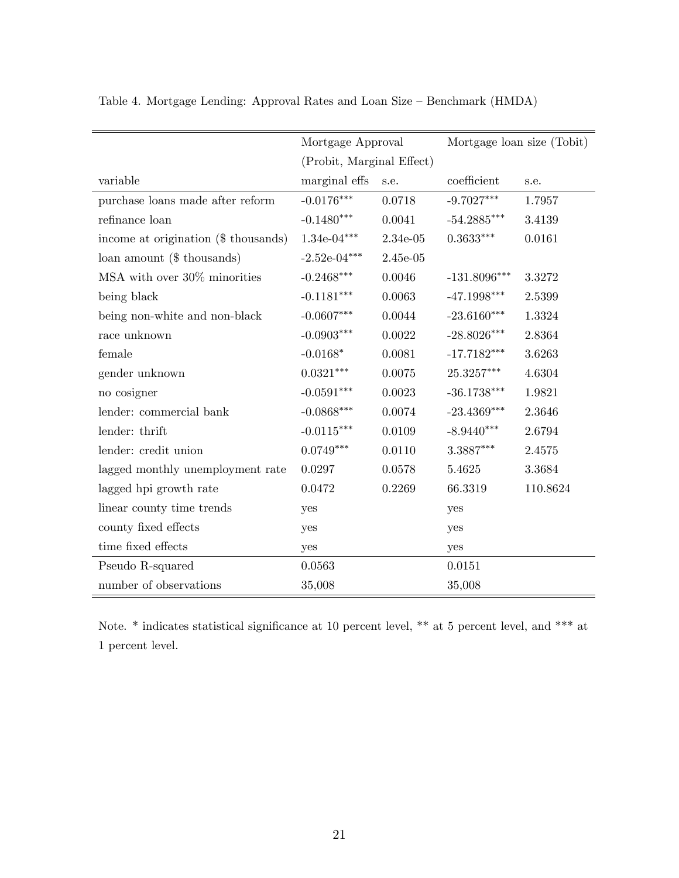Table 4. Mortgage Lending: Approval Rates and Loan Size – Benchmark (HMDA)

| | Mortgage Approval (Probit, Marginal Effect) | | Mortgage loan size (Tobit) | |
|---|---|---|---|---|
| variable | marginal effs | s.e. | coefficient | s.e. |
| purchase loans made after reform | -0.0176*** | 0.0718 | -9.7027*** | 1.7957 |
| refinance loan | -0.1480*** | 0.0041 | -54.2885*** | 3.4139 |
| income at origination ($ thousands) | 1.34e-04*** | 2.34e-05 | 0.3633*** | 0.0161 |
| loan amount ($ thousands) | -2.52e-04*** | 2.45e-05 | | |
| MSA with over 30% minorities | -0.2468*** | 0.0046 | -131.8096*** | 3.3272 |
| being black | -0.1181*** | 0.0063 | -47.1998*** | 2.5399 |
| being non-white and non-black | -0.0607*** | 0.0044 | -23.6160*** | 1.3324 |
| race unknown | -0.0903*** | 0.0022 | -28.8026*** | 2.8364 |
| female | -0.0168* | 0.0081 | -17.7182*** | 3.6263 |
| gender unknown | 0.0321*** | 0.0075 | 25.3257*** | 4.6304 |
| no cosigner | -0.0591*** | 0.0023 | -36.1738*** | 1.9821 |
| lender: commercial bank | -0.0868*** | 0.0074 | -23.4369*** | 2.3646 |
| lender: thrift | -0.0115*** | 0.0109 | -8.9440*** | 2.6794 |
| lender: credit union | 0.0749*** | 0.0110 | 3.3887*** | 2.4575 |
| lagged monthly unemployment rate | 0.0297 | 0.0578 | 5.4625 | 3.3684 |
| lagged hpi growth rate | 0.0472 | 0.2269 | 66.3319 | 110.8624 |
| linear county time trends | yes | | yes | |
| county fixed effects | yes | | yes | |
| time fixed effects | yes | | yes | |
| Pseudo R-squared | 0.0563 | | 0.0151 | |
| number of observations | 35,008 | | 35,008 | |

Note. * indicates statistical significance at 10 percent level, ** at 5 percent level, and *** at 1 percent level.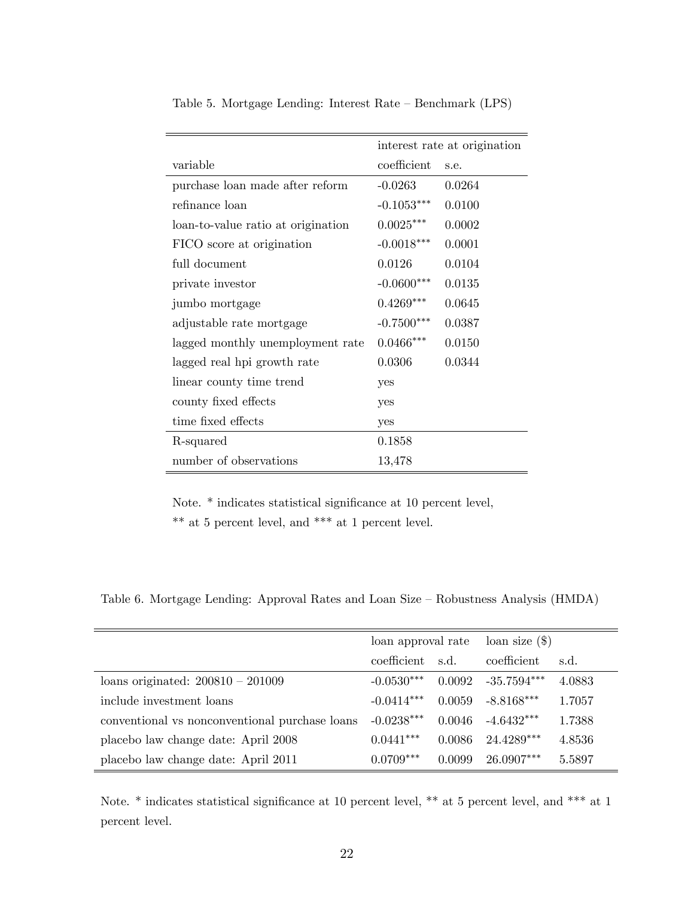Table 5. Mortgage Lending: Interest Rate – Benchmark (LPS)

| | interest rate at origination | |
|---|---|---|
| variable | coefficient | s.e. |
| purchase loan made after reform | -0.0263 | 0.0264 |
| refinance loan | -0.1053*** | 0.0100 |
| loan-to-value ratio at origination | 0.0025*** | 0.0002 |
| FICO score at origination | -0.0018*** | 0.0001 |
| full document | 0.0126 | 0.0104 |
| private investor | -0.0600*** | 0.0135 |
| jumbo mortgage | 0.4269*** | 0.0645 |
| adjustable rate mortgage | -0.7500*** | 0.0387 |
| lagged monthly unemployment rate | 0.0466*** | 0.0150 |
| lagged real hpi growth rate | 0.0306 | 0.0344 |
| linear county time trend | yes | |
| county fixed effects | yes | |
| time fixed effects | yes | |
| R-squared | 0.1858 | |
| number of observations | 13,478 | |

Note. * indicates statistical significance at 10 percent level, ** at 5 percent level, and *** at 1 percent level.

Table 6. Mortgage Lending: Approval Rates and Loan Size – Robustness Analysis (HMDA)

| | loan approval rate | | loan size ($) | |
|---|---|---|---|---|
| | coefficient | s.d. | coefficient | s.d. |
| loans originated: 200810 – 201009 | -0.0530*** | 0.0092 | -35.7594*** | 4.0883 |
| include investment loans | -0.0414*** | 0.0059 | -8.8168*** | 1.7057 |
| conventional vs nonconventional purchase loans | -0.0238*** | 0.0046 | -4.6432*** | 1.7388 |
| placebo law change date: April 2008 | 0.0441*** | 0.0086 | 24.4289*** | 4.8536 |
| placebo law change date: April 2011 | 0.0709*** | 0.0099 | 26.0907*** | 5.5897 |

Note. * indicates statistical significance at 10 percent level, ** at 5 percent level, and *** at 1 percent level.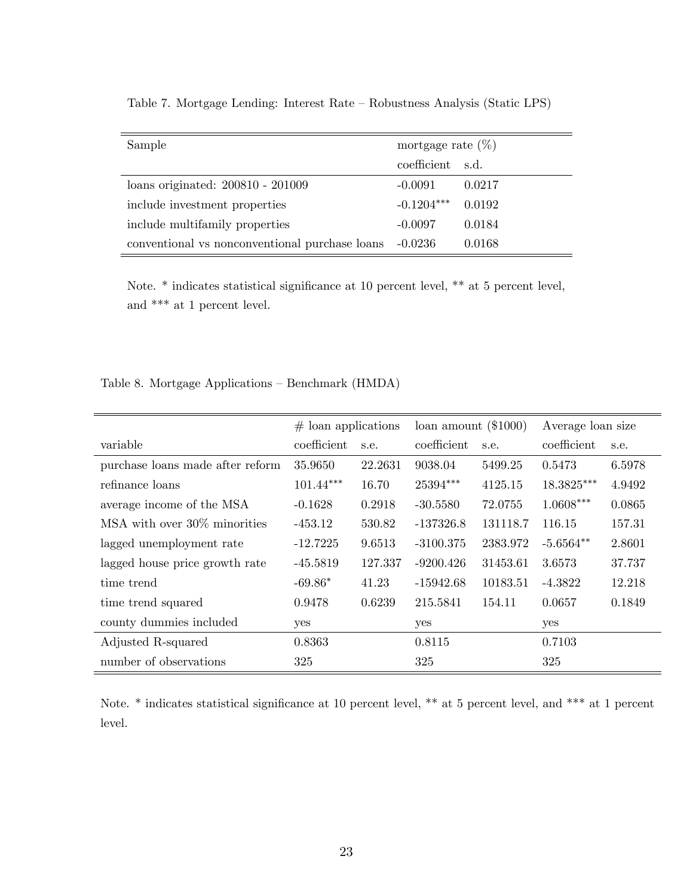Table 7. Mortgage Lending: Interest Rate – Robustness Analysis (Static LPS)

| Sample | mortgage rate (%) | |
|---|---|---|
| | coefficient | s.d. |
| loans originated: 200810 - 201009 | -0.0091 | 0.0217 |
| include investment properties | -0.1204*** | 0.0192 |
| include multifamily properties | -0.0097 | 0.0184 |
| conventional vs nonconventional purchase loans | -0.0236 | 0.0168 |

Note. * indicates statistical significance at 10 percent level, ** at 5 percent level, and *** at 1 percent level.

Table 8. Mortgage Applications – Benchmark (HMDA)

| | # loan applications | | loan amount ($1000) | | Average loan size | |
|---|---|---|---|---|---|---|
| variable | coefficient | s.e. | coefficient | s.e. | coefficient | s.e. |
| purchase loans made after reform | 35.9650 | 22.2631 | 9038.04 | 5499.25 | 0.5473 | 6.5978 |
| refinance loans | 101.44*** | 16.70 | 25394*** | 4125.15 | 18.3825*** | 4.9492 |
| average income of the MSA | -0.1628 | 0.2918 | -30.5580 | 72.0755 | 1.0608*** | 0.0865 |
| MSA with over 30% minorities | -453.12 | 530.82 | -137326.8 | 131118.7 | 116.15 | 157.31 |
| lagged unemployment rate | -12.7225 | 9.6513 | -3100.375 | 2383.972 | -5.6564** | 2.8601 |
| lagged house price growth rate | -45.5819 | 127.337 | -9200.426 | 31453.61 | 3.6573 | 37.737 |
| time trend | -69.86* | 41.23 | -15942.68 | 10183.51 | -4.3822 | 12.218 |
| time trend squared | 0.9478 | 0.6239 | 215.5841 | 154.11 | 0.0657 | 0.1849 |
| county dummies included | yes | | yes | | yes | |
| Adjusted R-squared | 0.8363 | | 0.8115 | | 0.7103 | |
| number of observations | 325 | | 325 | | 325 | |

Note. * indicates statistical significance at 10 percent level, ** at 5 percent level, and *** at 1 percent level.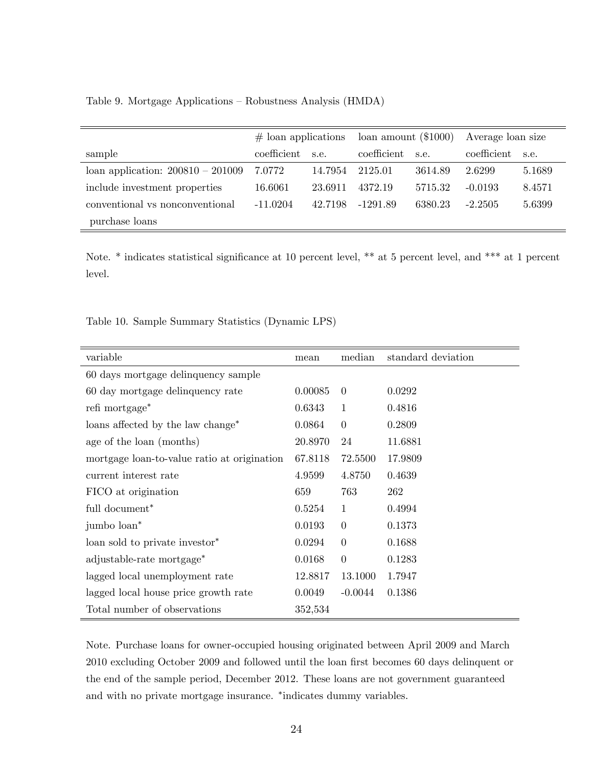Table 9. Mortgage Applications – Robustness Analysis (HMDA)

| | # loan applications | | loan amount ($1000) | | Average loan size | |
|---|---|---|---|---|---|---|
| sample | coefficient | s.e. | coefficient | s.e. | coefficient | s.e. |
| loan application: 200810 – 201009 | 7.0772 | 14.7954 | 2125.01 | 3614.89 | 2.6299 | 5.1689 |
| include investment properties | 16.6061 | 23.6911 | 4372.19 | 5715.32 | -0.0193 | 8.4571 |
| conventional vs nonconventional purchase loans | -11.0204 | 42.7198 | -1291.89 | 6380.23 | -2.2505 | 5.6399 |

Note. * indicates statistical significance at 10 percent level, ** at 5 percent level, and *** at 1 percent level.

Table 10. Sample Summary Statistics (Dynamic LPS)

| variable | mean | median | standard deviation |
|---|---|---|---|
| 60 days mortgage delinquency sample | | | |
| 60 day mortgage delinquency rate | 0.00085 | 0 | 0.0292 |
| refi mortgage* | 0.6343 | 1 | 0.4816 |
| loans affected by the law change* | 0.0864 | 0 | 0.2809 |
| age of the loan (months) | 20.8970 | 24 | 11.6881 |
| mortgage loan-to-value ratio at origination | 67.8118 | 72.5500 | 17.9809 |
| current interest rate | 4.9599 | 4.8750 | 0.4639 |
| FICO at origination | 659 | 763 | 262 |
| full document* | 0.5254 | 1 | 0.4994 |
| jumbo loan* | 0.0193 | 0 | 0.1373 |
| loan sold to private investor* | 0.0294 | 0 | 0.1688 |
| adjustable-rate mortgage* | 0.0168 | 0 | 0.1283 |
| lagged local unemployment rate | 12.8817 | 13.1000 | 1.7947 |
| lagged local house price growth rate | 0.0049 | -0.0044 | 0.1386 |
| Total number of observations | 352,534 | | |

Note. Purchase loans for owner-occupied housing originated between April 2009 and March 2010 excluding October 2009 and followed until the loan first becomes 60 days delinquent or the end of the sample period, December 2012. These loans are not government guaranteed and with no private mortgage insurance. *indicates dummy variables.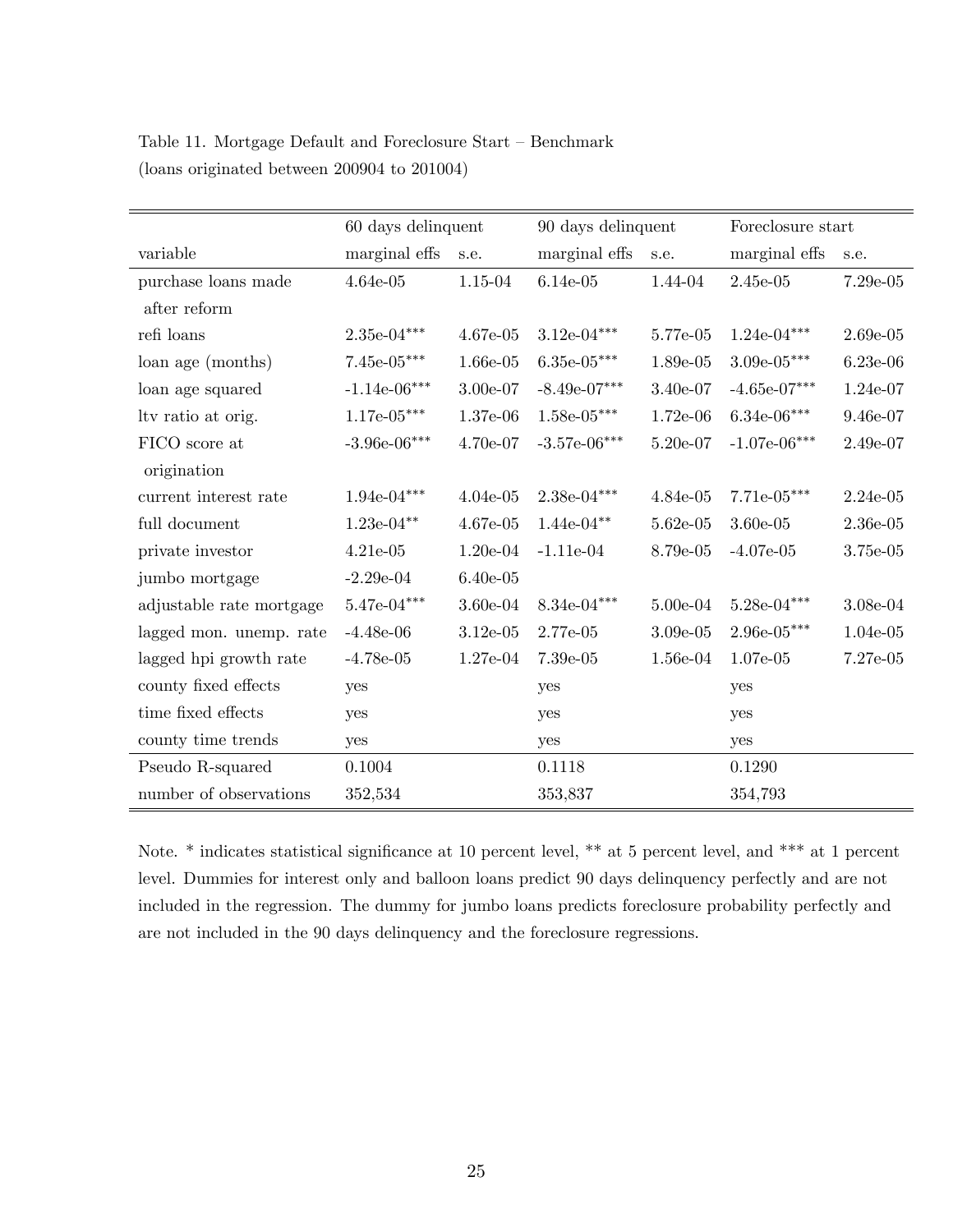Table 11. Mortgage Default and Foreclosure Start – Benchmark
(loans originated between 200904 to 201004)

| | 60 days delinquent | | 90 days delinquent | | Foreclosure start | |
|---|---|---|---|---|---|---|
| variable | marginal effs | s.e. | marginal effs | s.e. | marginal effs | s.e. |
| purchase loans made after reform | 4.64e-05 | 1.15-04 | 6.14e-05 | 1.44-04 | 2.45e-05 | 7.29e-05 |
| refi loans | 2.35e-04*** | 4.67e-05 | 3.12e-04*** | 5.77e-05 | 1.24e-04*** | 2.69e-05 |
| loan age (months) | 7.45e-05*** | 1.66e-05 | 6.35e-05*** | 1.89e-05 | 3.09e-05*** | 6.23e-06 |
| loan age squared | -1.14e-06*** | 3.00e-07 | -8.49e-07*** | 3.40e-07 | -4.65e-07*** | 1.24e-07 |
| ltv ratio at orig. | 1.17e-05*** | 1.37e-06 | 1.58e-05*** | 1.72e-06 | 6.34e-06*** | 9.46e-07 |
| FICO score at origination | -3.96e-06*** | 4.70e-07 | -3.57e-06*** | 5.20e-07 | -1.07e-06*** | 2.49e-07 |
| current interest rate | 1.94e-04*** | 4.04e-05 | 2.38e-04*** | 4.84e-05 | 7.71e-05*** | 2.24e-05 |
| full document | 1.23e-04** | 4.67e-05 | 1.44e-04** | 5.62e-05 | 3.60e-05 | 2.36e-05 |
| private investor | 4.21e-05 | 1.20e-04 | -1.11e-04 | 8.79e-05 | -4.07e-05 | 3.75e-05 |
| jumbo mortgage | -2.29e-04 | 6.40e-05 | | | | |
| adjustable rate mortgage | 5.47e-04*** | 3.60e-04 | 8.34e-04*** | 5.00e-04 | 5.28e-04*** | 3.08e-04 |
| lagged mon. unemp. rate | -4.48e-06 | 3.12e-05 | 2.77e-05 | 3.09e-05 | 2.96e-05*** | 1.04e-05 |
| lagged hpi growth rate | -4.78e-05 | 1.27e-04 | 7.39e-05 | 1.56e-04 | 1.07e-05 | 7.27e-05 |
| county fixed effects | yes | | yes | | yes | |
| time fixed effects | yes | | yes | | yes | |
| county time trends | yes | | yes | | yes | |
| Pseudo R-squared | 0.1004 | | 0.1118 | | 0.1290 | |
| number of observations | 352,534 | | 353,837 | | 354,793 | |

Note. * indicates statistical significance at 10 percent level, ** at 5 percent level, and *** at 1 percent level. Dummies for interest only and balloon loans predict 90 days delinquency perfectly and are not included in the regression. The dummy for jumbo loans predicts foreclosure probability perfectly and are not included in the 90 days delinquency and the foreclosure regressions.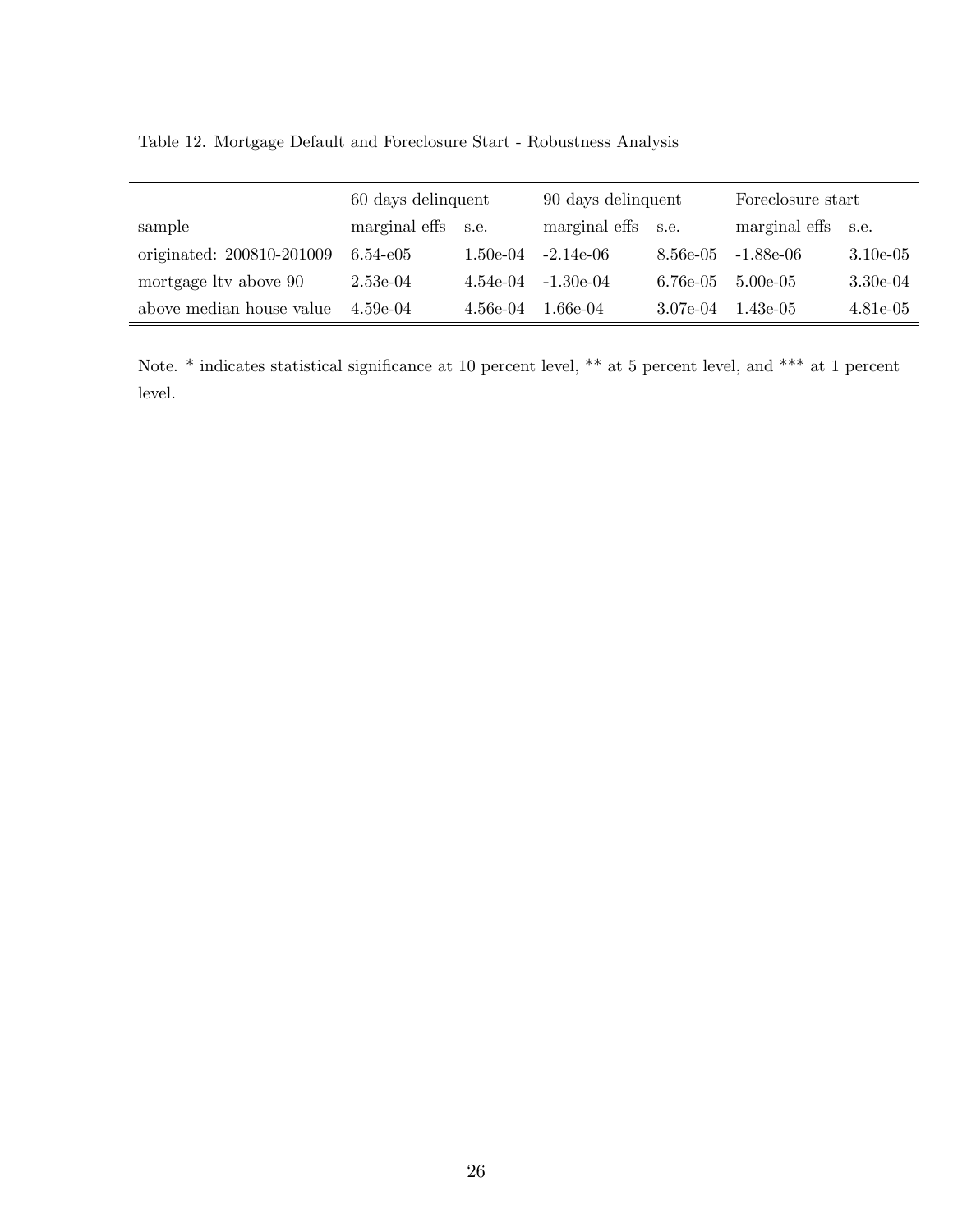Table 12. Mortgage Default and Foreclosure Start - Robustness Analysis

| | 60 days delinquent | | 90 days delinquent | | Foreclosure start | |
|---|---|---|---|---|---|---|
| sample | marginal effs | s.e. | marginal effs | s.e. | marginal effs | s.e. |
| originated: 200810-201009 | 6.54-e05 | 1.50e-04 | -2.14e-06 | 8.56e-05 | -1.88e-06 | 3.10e-05 |
| mortgage ltv above 90 | 2.53e-04 | 4.54e-04 | -1.30e-04 | 6.76e-05 | 5.00e-05 | 3.30e-04 |
| above median house value | 4.59e-04 | 4.56e-04 | 1.66e-04 | 3.07e-04 | 1.43e-05 | 4.81e-05 |

Note. * indicates statistical significance at 10 percent level, ** at 5 percent level, and *** at 1 percent level.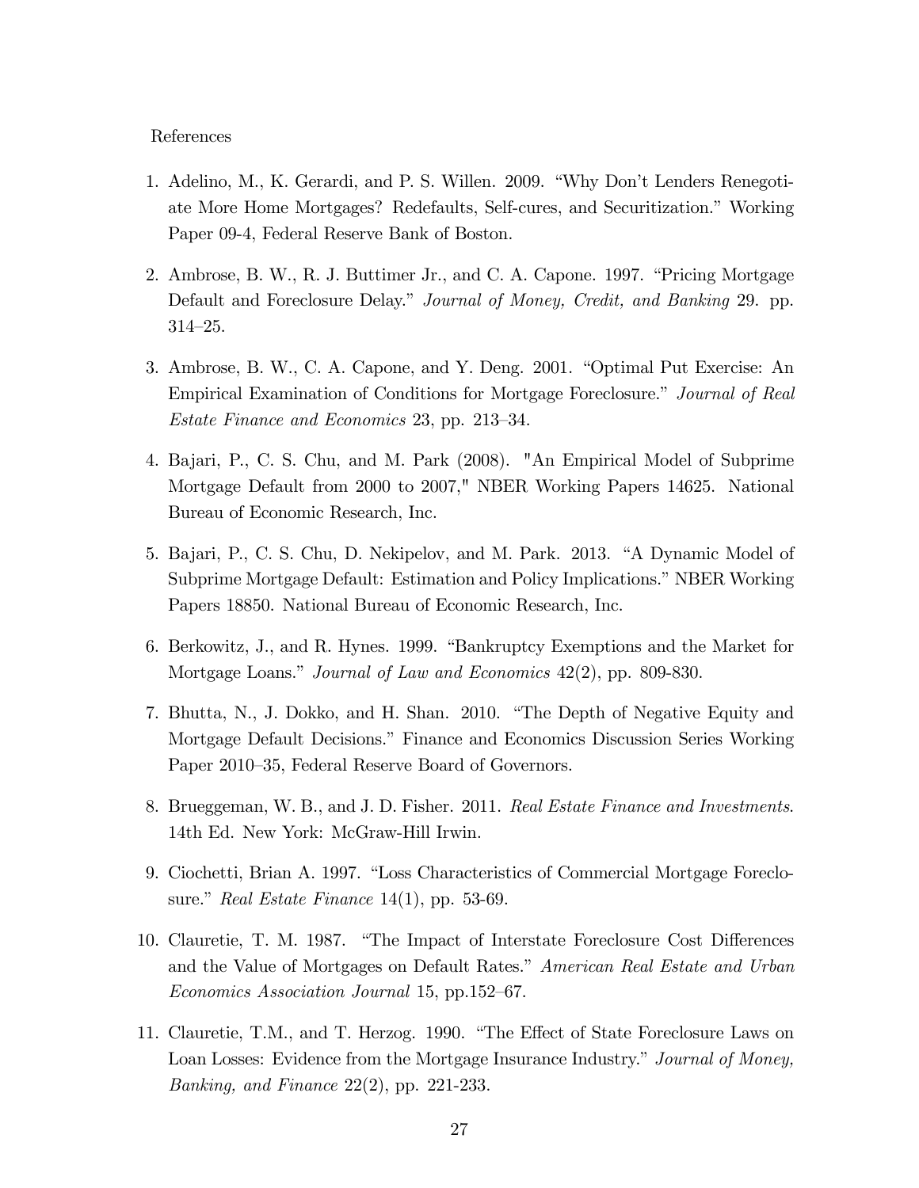References

1. Adelino, M., K. Gerardi, and P. S. Willen. 2009. “Why Don’t Lenders Renegotiate More Home Mortgages? Redefaults, Self-cures, and Securitization.” Working Paper 09-4, Federal Reserve Bank of Boston.

2. Ambrose, B. W., R. J. Buttimer Jr., and C. A. Capone. 1997. “Pricing Mortgage Default and Foreclosure Delay.” *Journal of Money, Credit, and Banking* 29. pp. 314–25.

3. Ambrose, B. W., C. A. Capone, and Y. Deng. 2001. “Optimal Put Exercise: An Empirical Examination of Conditions for Mortgage Foreclosure.” *Journal of Real Estate Finance and Economics* 23, pp. 213–34.

4. Bajari, P., C. S. Chu, and M. Park (2008). "An Empirical Model of Subprime Mortgage Default from 2000 to 2007," NBER Working Papers 14625. National Bureau of Economic Research, Inc.

5. Bajari, P., C. S. Chu, D. Nekipelov, and M. Park. 2013. “A Dynamic Model of Subprime Mortgage Default: Estimation and Policy Implications.” NBER Working Papers 18850. National Bureau of Economic Research, Inc.

6. Berkowitz, J., and R. Hynes. 1999. “Bankruptcy Exemptions and the Market for Mortgage Loans.” *Journal of Law and Economics* 42(2), pp. 809-830.

7. Bhutta, N., J. Dokko, and H. Shan. 2010. “The Depth of Negative Equity and Mortgage Default Decisions.” Finance and Economics Discussion Series Working Paper 2010–35, Federal Reserve Board of Governors.

8. Brueggeman, W. B., and J. D. Fisher. 2011. *Real Estate Finance and Investments*. 14th Ed. New York: McGraw-Hill Irwin.

9. Ciochetti, Brian A. 1997. “Loss Characteristics of Commercial Mortgage Foreclosure.” *Real Estate Finance* 14(1), pp. 53-69.

10. Clauretie, T. M. 1987. “The Impact of Interstate Foreclosure Cost Differences and the Value of Mortgages on Default Rates.” *American Real Estate and Urban Economics Association Journal* 15, pp.152–67.

11. Clauretie, T.M., and T. Herzog. 1990. “The Effect of State Foreclosure Laws on Loan Losses: Evidence from the Mortgage Insurance Industry.” *Journal of Money, Banking, and Finance* 22(2), pp. 221-233.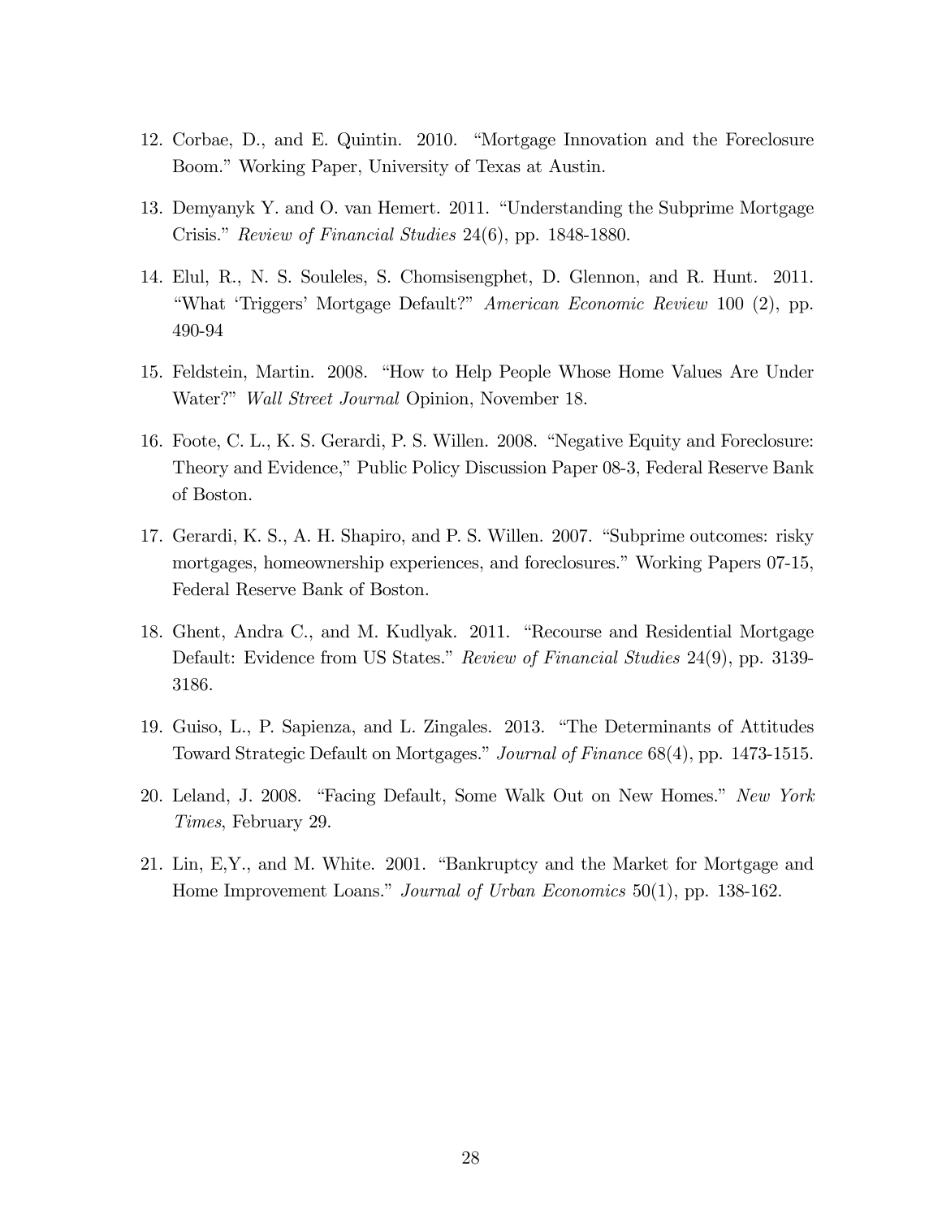12. Corbae, D., and E. Quintin. 2010. "Mortgage Innovation and the Foreclosure Boom." Working Paper, University of Texas at Austin.

13. Demyanyk Y. and O. van Hemert. 2011. "Understanding the Subprime Mortgage Crisis." *Review of Financial Studies* 24(6), pp. 1848-1880.

14. Elul, R., N. S. Souleles, S. Chomsisengphet, D. Glennon, and R. Hunt. 2011. "What 'Triggers' Mortgage Default?" *American Economic Review* 100 (2), pp. 490-94

15. Feldstein, Martin. 2008. "How to Help People Whose Home Values Are Under Water?" *Wall Street Journal* Opinion, November 18.

16. Foote, C. L., K. S. Gerardi, P. S. Willen. 2008. "Negative Equity and Foreclosure: Theory and Evidence," Public Policy Discussion Paper 08-3, Federal Reserve Bank of Boston.

17. Gerardi, K. S., A. H. Shapiro, and P. S. Willen. 2007. "Subprime outcomes: risky mortgages, homeownership experiences, and foreclosures." Working Papers 07-15, Federal Reserve Bank of Boston.

18. Ghent, Andra C., and M. Kudlyak. 2011. "Recourse and Residential Mortgage Default: Evidence from US States." *Review of Financial Studies* 24(9), pp. 3139-3186.

19. Guiso, L., P. Sapienza, and L. Zingales. 2013. "The Determinants of Attitudes Toward Strategic Default on Mortgages." *Journal of Finance* 68(4), pp. 1473-1515.

20. Leland, J. 2008. "Facing Default, Some Walk Out on New Homes." *New York Times*, February 29.

21. Lin, E,Y., and M. White. 2001. "Bankruptcy and the Market for Mortgage and Home Improvement Loans." *Journal of Urban Economics* 50(1), pp. 138-162.